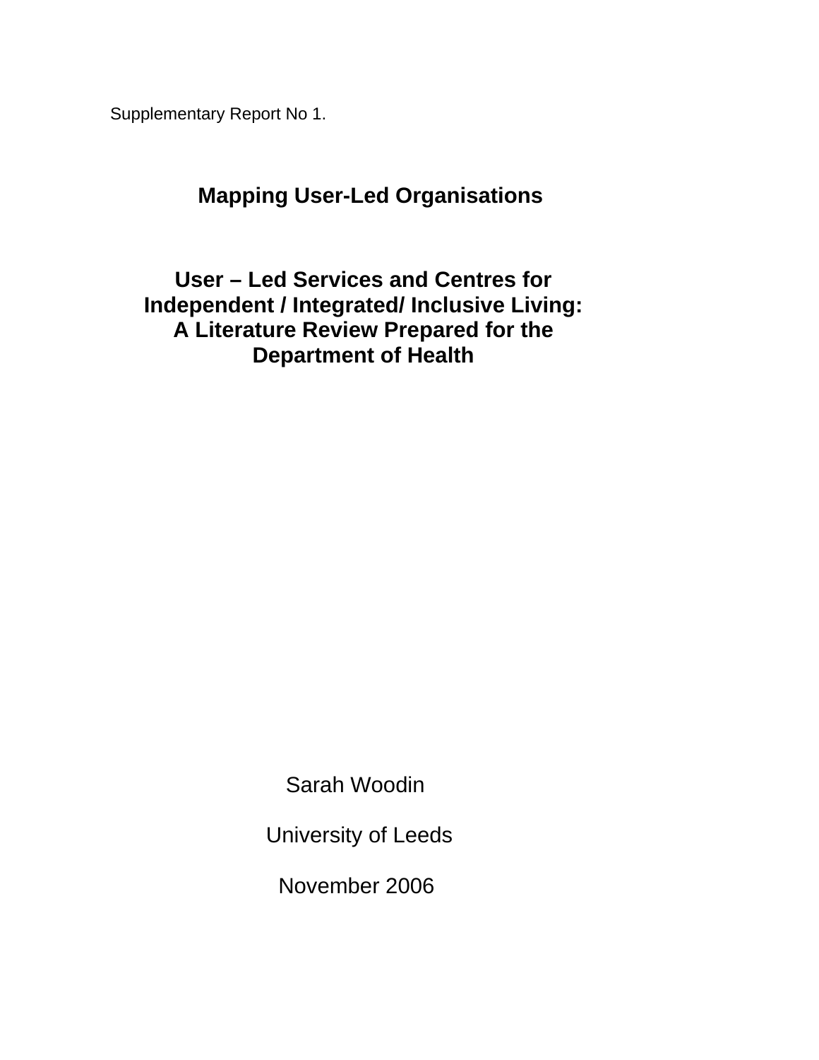Supplementary Report No 1.

# Mapping User-Led Organisations

# User – Led Services and Centres for Independent / Integrated/ Inclusive Living: A Literature Review Prepared for the Department of Health

Sarah Woodin

University of Leeds

November 2006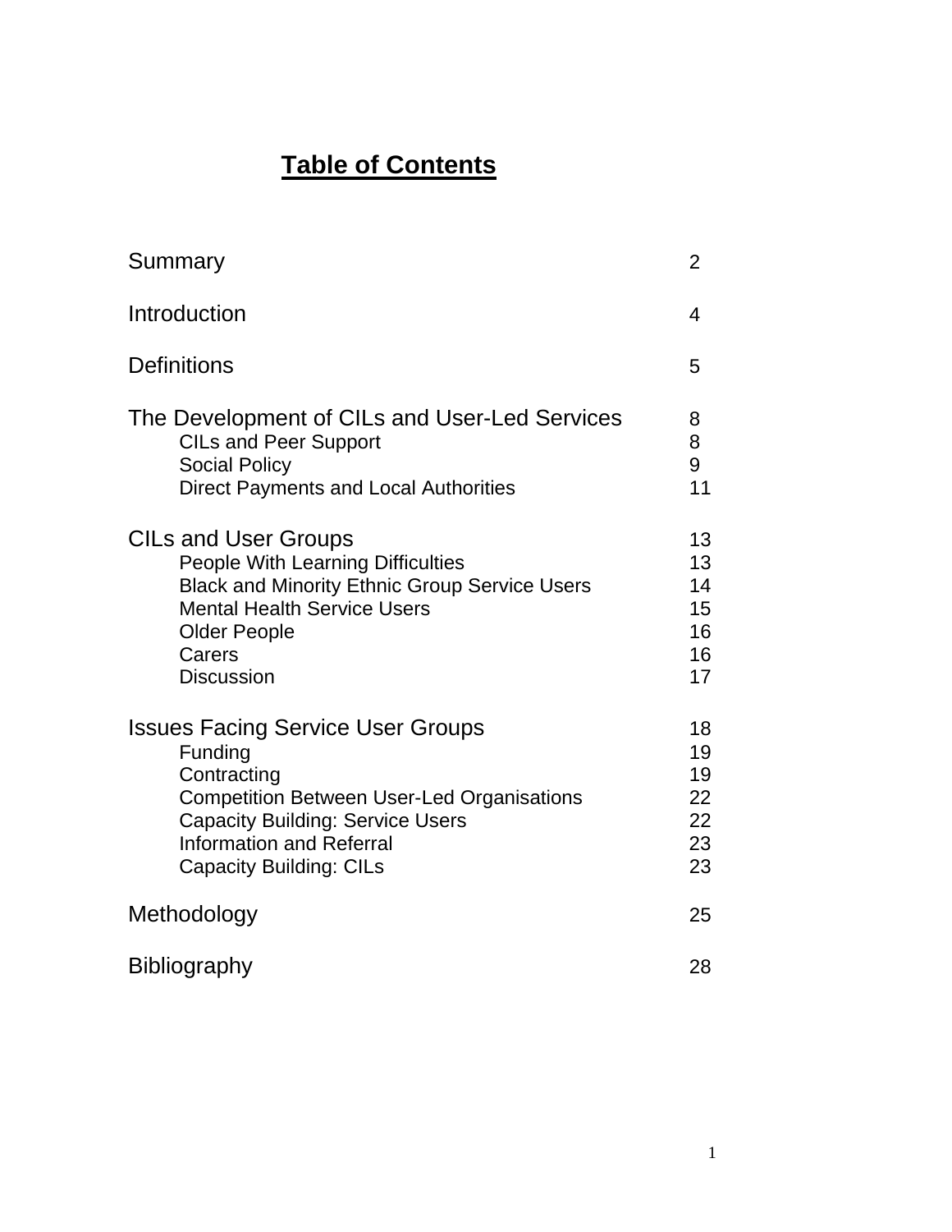# Table of Contents

| | |
|---|---|
| Summary | 2 |
| Introduction | 4 |
| Definitions | 5 |
| The Development of CILs and User-Led Services | 8 |
| CILs and Peer Support | 8 |
| Social Policy | 9 |
| Direct Payments and Local Authorities | 11 |
| CILs and User Groups | 13 |
| People With Learning Difficulties | 13 |
| Black and Minority Ethnic Group Service Users | 14 |
| Mental Health Service Users | 15 |
| Older People | 16 |
| Carers | 16 |
| Discussion | 17 |
| Issues Facing Service User Groups | 18 |
| Funding | 19 |
| Contracting | 19 |
| Competition Between User-Led Organisations | 22 |
| Capacity Building: Service Users | 22 |
| Information and Referral | 23 |
| Capacity Building: CILs | 23 |
| Methodology | 25 |
| Bibliography | 28 |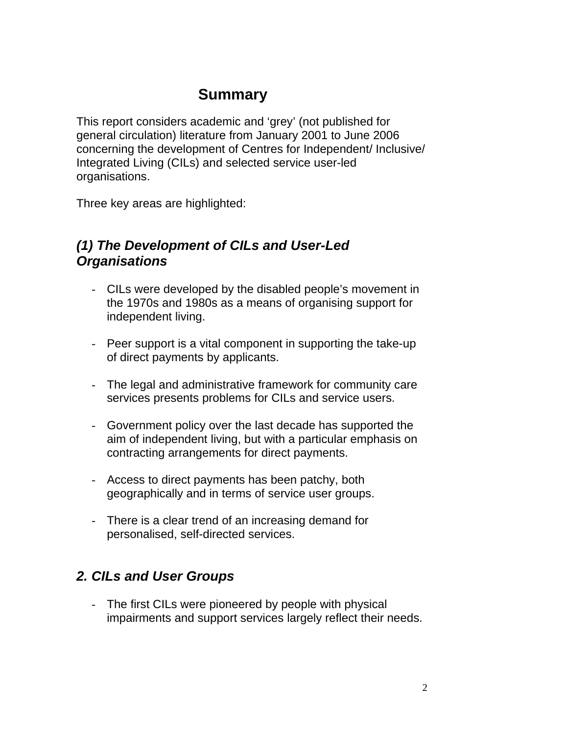# Summary

This report considers academic and 'grey' (not published for general circulation) literature from January 2001 to June 2006 concerning the development of Centres for Independent/ Inclusive/ Integrated Living (CILs) and selected service user-led organisations.

Three key areas are highlighted:

## *(1) The Development of CILs and User-Led Organisations*

- CILs were developed by the disabled people's movement in the 1970s and 1980s as a means of organising support for independent living.
- Peer support is a vital component in supporting the take-up of direct payments by applicants.
- The legal and administrative framework for community care services presents problems for CILs and service users.
- Government policy over the last decade has supported the aim of independent living, but with a particular emphasis on contracting arrangements for direct payments.
- Access to direct payments has been patchy, both geographically and in terms of service user groups.
- There is a clear trend of an increasing demand for personalised, self-directed services.

## *2. CILs and User Groups*

- The first CILs were pioneered by people with physical impairments and support services largely reflect their needs.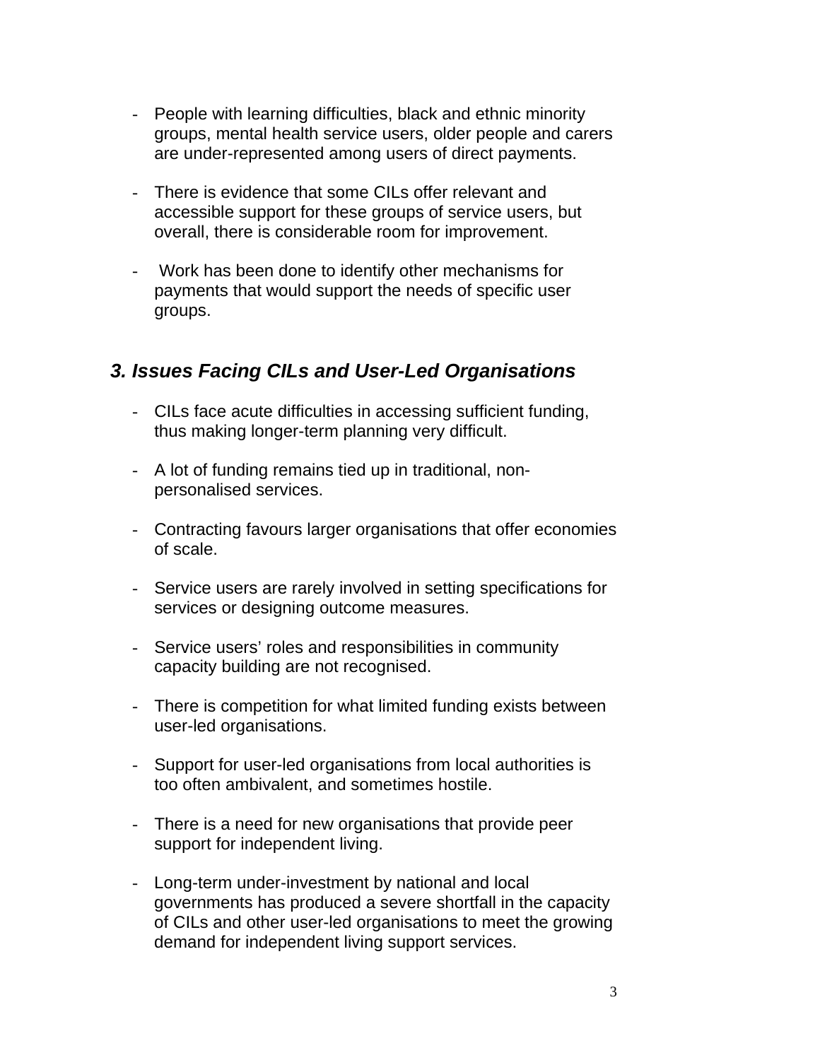- People with learning difficulties, black and ethnic minority groups, mental health service users, older people and carers are under-represented among users of direct payments.

- There is evidence that some CILs offer relevant and accessible support for these groups of service users, but overall, there is considerable room for improvement.

- Work has been done to identify other mechanisms for payments that would support the needs of specific user groups.

## *3. Issues Facing CILs and User-Led Organisations*

- CILs face acute difficulties in accessing sufficient funding, thus making longer-term planning very difficult.

- A lot of funding remains tied up in traditional, non-personalised services.

- Contracting favours larger organisations that offer economies of scale.

- Service users are rarely involved in setting specifications for services or designing outcome measures.

- Service users' roles and responsibilities in community capacity building are not recognised.

- There is competition for what limited funding exists between user-led organisations.

- Support for user-led organisations from local authorities is too often ambivalent, and sometimes hostile.

- There is a need for new organisations that provide peer support for independent living.

- Long-term under-investment by national and local governments has produced a severe shortfall in the capacity of CILs and other user-led organisations to meet the growing demand for independent living support services.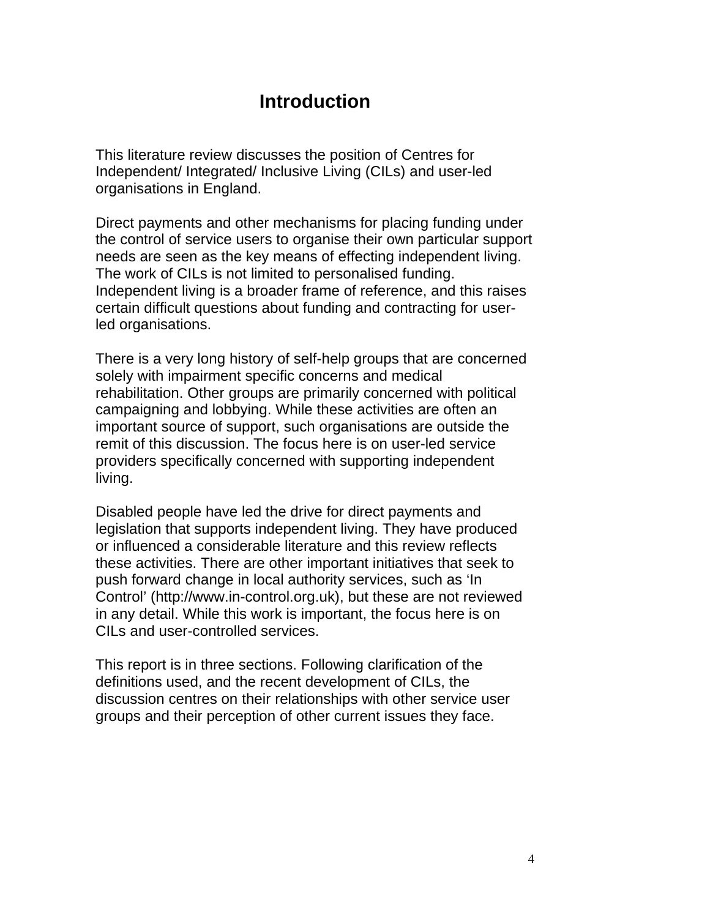# Introduction

This literature review discusses the position of Centres for Independent/ Integrated/ Inclusive Living (CILs) and user-led organisations in England.

Direct payments and other mechanisms for placing funding under the control of service users to organise their own particular support needs are seen as the key means of effecting independent living. The work of CILs is not limited to personalised funding. Independent living is a broader frame of reference, and this raises certain difficult questions about funding and contracting for user-led organisations.

There is a very long history of self-help groups that are concerned solely with impairment specific concerns and medical rehabilitation. Other groups are primarily concerned with political campaigning and lobbying. While these activities are often an important source of support, such organisations are outside the remit of this discussion. The focus here is on user-led service providers specifically concerned with supporting independent living.

Disabled people have led the drive for direct payments and legislation that supports independent living. They have produced or influenced a considerable literature and this review reflects these activities. There are other important initiatives that seek to push forward change in local authority services, such as 'In Control' (http://www.in-control.org.uk), but these are not reviewed in any detail. While this work is important, the focus here is on CILs and user-controlled services.

This report is in three sections. Following clarification of the definitions used, and the recent development of CILs, the discussion centres on their relationships with other service user groups and their perception of other current issues they face.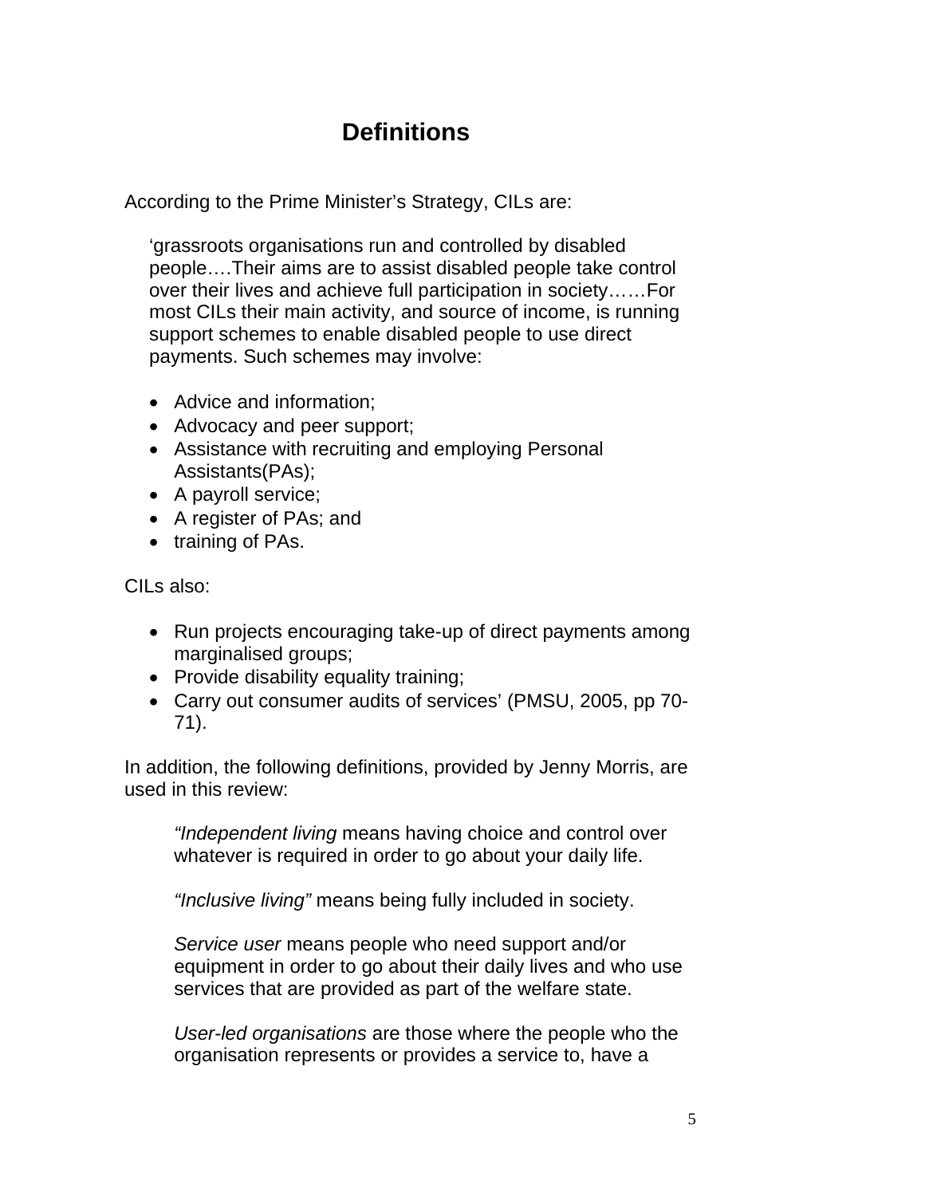# Definitions

According to the Prime Minister's Strategy, CILs are:

> 'grassroots organisations run and controlled by disabled people….Their aims are to assist disabled people take control over their lives and achieve full participation in society……For most CILs their main activity, and source of income, is running support schemes to enable disabled people to use direct payments. Such schemes may involve:
>
> - Advice and information;
> - Advocacy and peer support;
> - Assistance with recruiting and employing Personal Assistants(PAs);
> - A payroll service;
> - A register of PAs; and
> - training of PAs.
>
> CILs also:
>
> - Run projects encouraging take-up of direct payments among marginalised groups;
> - Provide disability equality training;
> - Carry out consumer audits of services' (PMSU, 2005, pp 70-71).

In addition, the following definitions, provided by Jenny Morris, are used in this review:

> *"Independent living* means having choice and control over whatever is required in order to go about your daily life.
>
> *"Inclusive living"* means being fully included in society.
>
> *Service user* means people who need support and/or equipment in order to go about their daily lives and who use services that are provided as part of the welfare state.
>
> *User-led organisations* are those where the people who the organisation represents or provides a service to, have a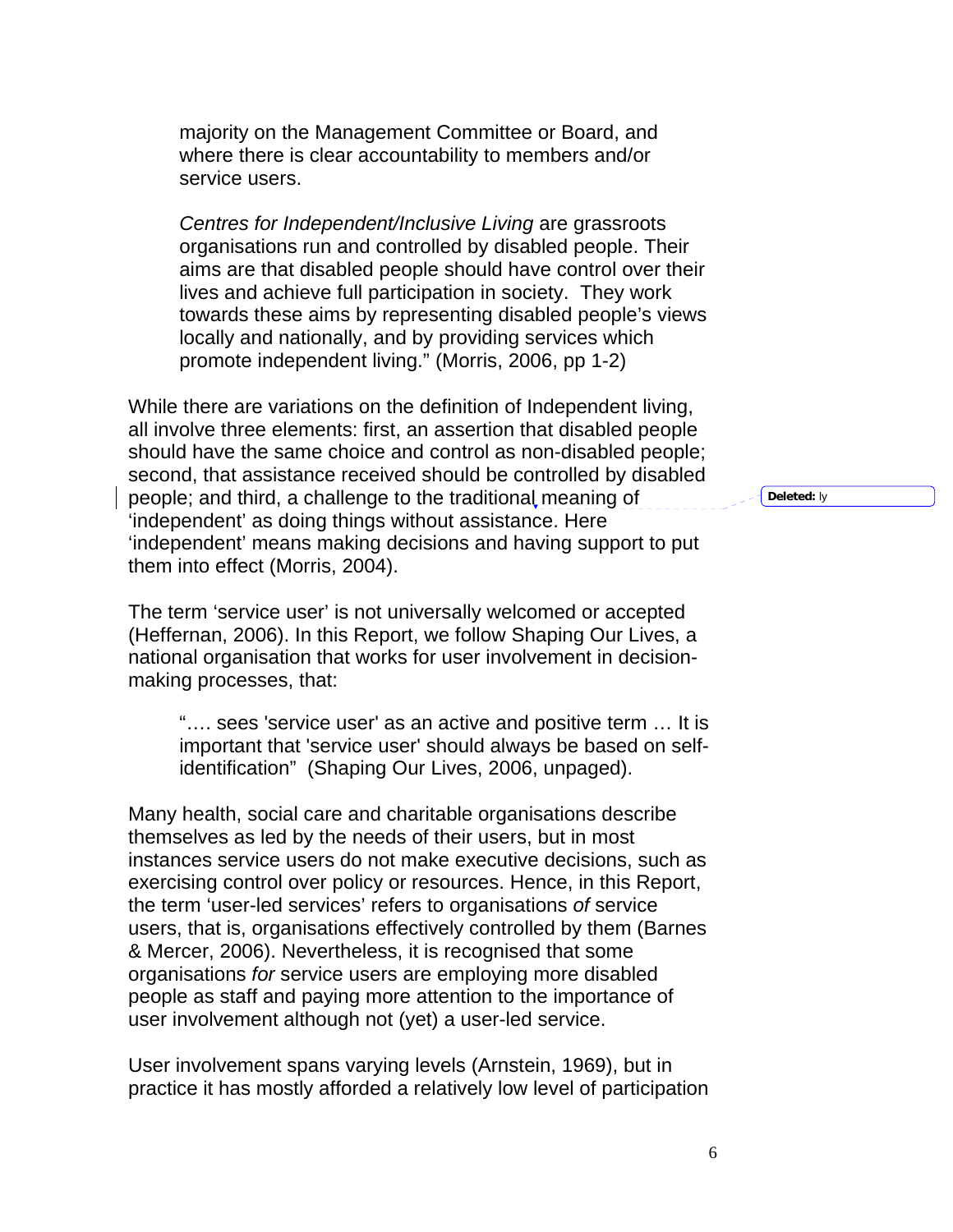majority on the Management Committee or Board, and where there is clear accountability to members and/or service users.

> *Centres for Independent/Inclusive Living* are grassroots organisations run and controlled by disabled people. Their aims are that disabled people should have control over their lives and achieve full participation in society. They work towards these aims by representing disabled people's views locally and nationally, and by providing services which promote independent living." (Morris, 2006, pp 1-2)

While there are variations on the definition of Independent living, all involve three elements: first, an assertion that disabled people should have the same choice and control as non-disabled people; second, that assistance received should be controlled by disabled people; and third, a challenge to the traditional meaning of 'independent' as doing things without assistance. Here 'independent' means making decisions and having support to put them into effect (Morris, 2004).

The term 'service user' is not universally welcomed or accepted (Heffernan, 2006). In this Report, we follow Shaping Our Lives, a national organisation that works for user involvement in decision-making processes, that:

> "…. sees 'service user' as an active and positive term … It is important that 'service user' should always be based on self-identification" (Shaping Our Lives, 2006, unpaged).

Many health, social care and charitable organisations describe themselves as led by the needs of their users, but in most instances service users do not make executive decisions, such as exercising control over policy or resources. Hence, in this Report, the term 'user-led services' refers to organisations *of* service users, that is, organisations effectively controlled by them (Barnes & Mercer, 2006). Nevertheless, it is recognised that some organisations *for* service users are employing more disabled people as staff and paying more attention to the importance of user involvement although not (yet) a user-led service.

User involvement spans varying levels (Arnstein, 1969), but in practice it has mostly afforded a relatively low level of participation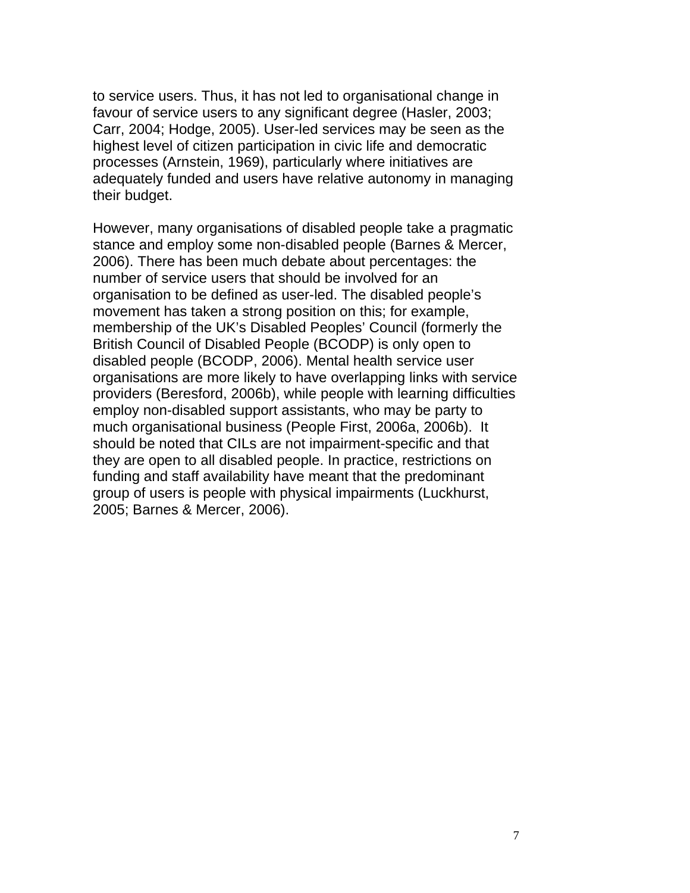to service users. Thus, it has not led to organisational change in favour of service users to any significant degree (Hasler, 2003; Carr, 2004; Hodge, 2005). User-led services may be seen as the highest level of citizen participation in civic life and democratic processes (Arnstein, 1969), particularly where initiatives are adequately funded and users have relative autonomy in managing their budget.

However, many organisations of disabled people take a pragmatic stance and employ some non-disabled people (Barnes & Mercer, 2006). There has been much debate about percentages: the number of service users that should be involved for an organisation to be defined as user-led. The disabled people's movement has taken a strong position on this; for example, membership of the UK's Disabled Peoples' Council (formerly the British Council of Disabled People (BCODP) is only open to disabled people (BCODP, 2006). Mental health service user organisations are more likely to have overlapping links with service providers (Beresford, 2006b), while people with learning difficulties employ non-disabled support assistants, who may be party to much organisational business (People First, 2006a, 2006b). It should be noted that CILs are not impairment-specific and that they are open to all disabled people. In practice, restrictions on funding and staff availability have meant that the predominant group of users is people with physical impairments (Luckhurst, 2005; Barnes & Mercer, 2006).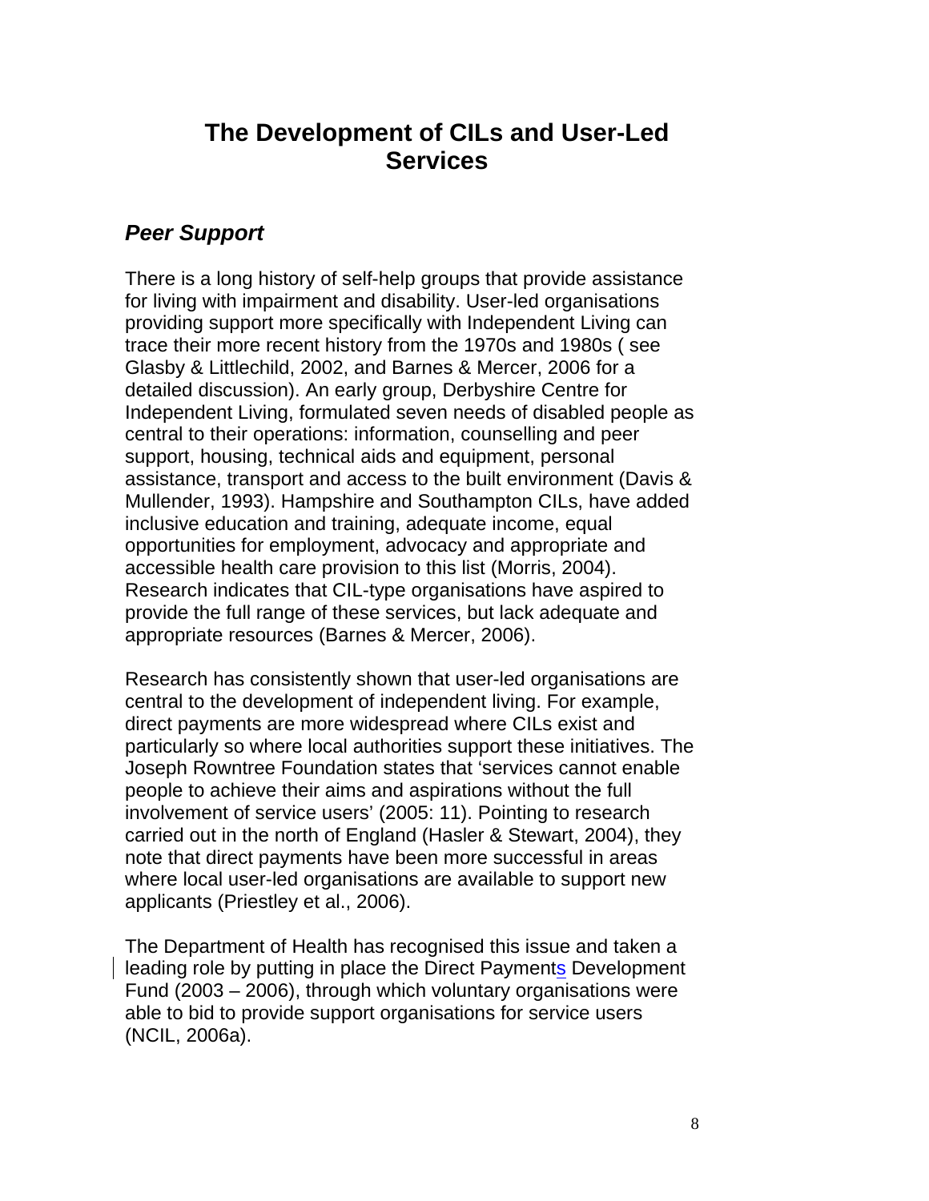# The Development of CILs and User-Led Services

## *Peer Support*

There is a long history of self-help groups that provide assistance for living with impairment and disability. User-led organisations providing support more specifically with Independent Living can trace their more recent history from the 1970s and 1980s ( see Glasby & Littlechild, 2002, and Barnes & Mercer, 2006 for a detailed discussion). An early group, Derbyshire Centre for Independent Living, formulated seven needs of disabled people as central to their operations: information, counselling and peer support, housing, technical aids and equipment, personal assistance, transport and access to the built environment (Davis & Mullender, 1993). Hampshire and Southampton CILs, have added inclusive education and training, adequate income, equal opportunities for employment, advocacy and appropriate and accessible health care provision to this list (Morris, 2004). Research indicates that CIL-type organisations have aspired to provide the full range of these services, but lack adequate and appropriate resources (Barnes & Mercer, 2006).

Research has consistently shown that user-led organisations are central to the development of independent living. For example, direct payments are more widespread where CILs exist and particularly so where local authorities support these initiatives. The Joseph Rowntree Foundation states that 'services cannot enable people to achieve their aims and aspirations without the full involvement of service users' (2005: 11). Pointing to research carried out in the north of England (Hasler & Stewart, 2004), they note that direct payments have been more successful in areas where local user-led organisations are available to support new applicants (Priestley et al., 2006).

The Department of Health has recognised this issue and taken a leading role by putting in place the Direct Payments Development Fund (2003 – 2006), through which voluntary organisations were able to bid to provide support organisations for service users (NCIL, 2006a).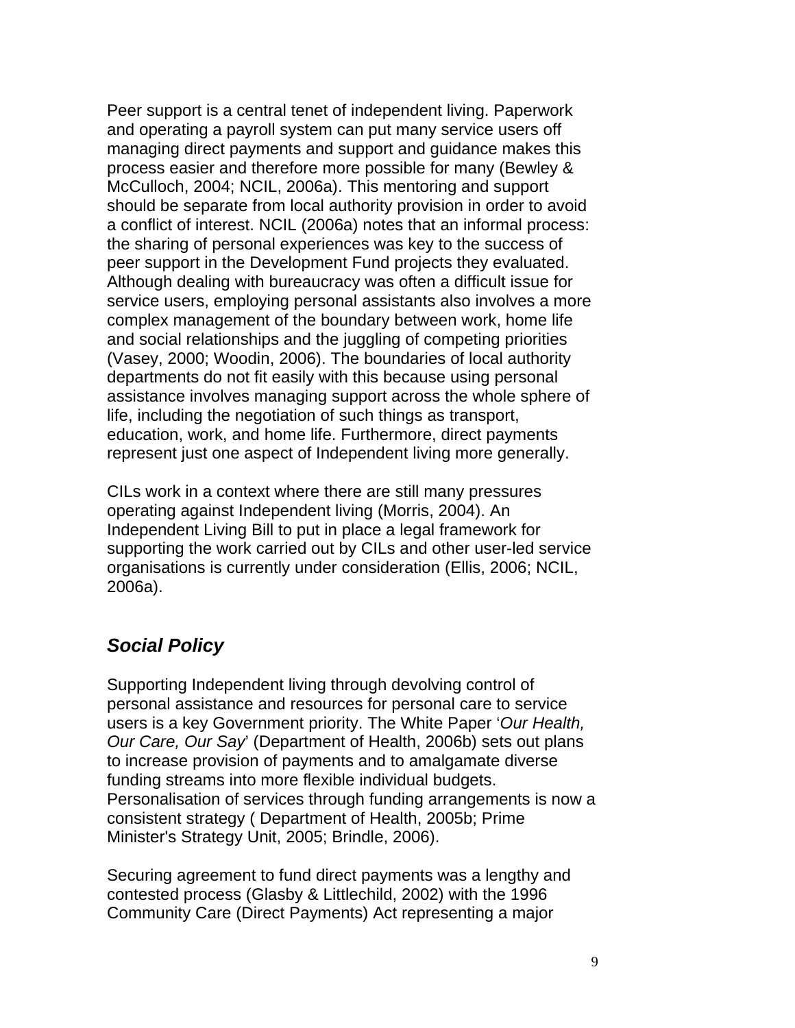Peer support is a central tenet of independent living. Paperwork and operating a payroll system can put many service users off managing direct payments and support and guidance makes this process easier and therefore more possible for many (Bewley & McCulloch, 2004; NCIL, 2006a). This mentoring and support should be separate from local authority provision in order to avoid a conflict of interest. NCIL (2006a) notes that an informal process: the sharing of personal experiences was key to the success of peer support in the Development Fund projects they evaluated. Although dealing with bureaucracy was often a difficult issue for service users, employing personal assistants also involves a more complex management of the boundary between work, home life and social relationships and the juggling of competing priorities (Vasey, 2000; Woodin, 2006). The boundaries of local authority departments do not fit easily with this because using personal assistance involves managing support across the whole sphere of life, including the negotiation of such things as transport, education, work, and home life. Furthermore, direct payments represent just one aspect of Independent living more generally.

CILs work in a context where there are still many pressures operating against Independent living (Morris, 2004). An Independent Living Bill to put in place a legal framework for supporting the work carried out by CILs and other user-led service organisations is currently under consideration (Ellis, 2006; NCIL, 2006a).

## ***Social Policy***

Supporting Independent living through devolving control of personal assistance and resources for personal care to service users is a key Government priority. The White Paper '*Our Health, Our Care, Our Say*' (Department of Health, 2006b) sets out plans to increase provision of payments and to amalgamate diverse funding streams into more flexible individual budgets. Personalisation of services through funding arrangements is now a consistent strategy ( Department of Health, 2005b; Prime Minister's Strategy Unit, 2005; Brindle, 2006).

Securing agreement to fund direct payments was a lengthy and contested process (Glasby & Littlechild, 2002) with the 1996 Community Care (Direct Payments) Act representing a major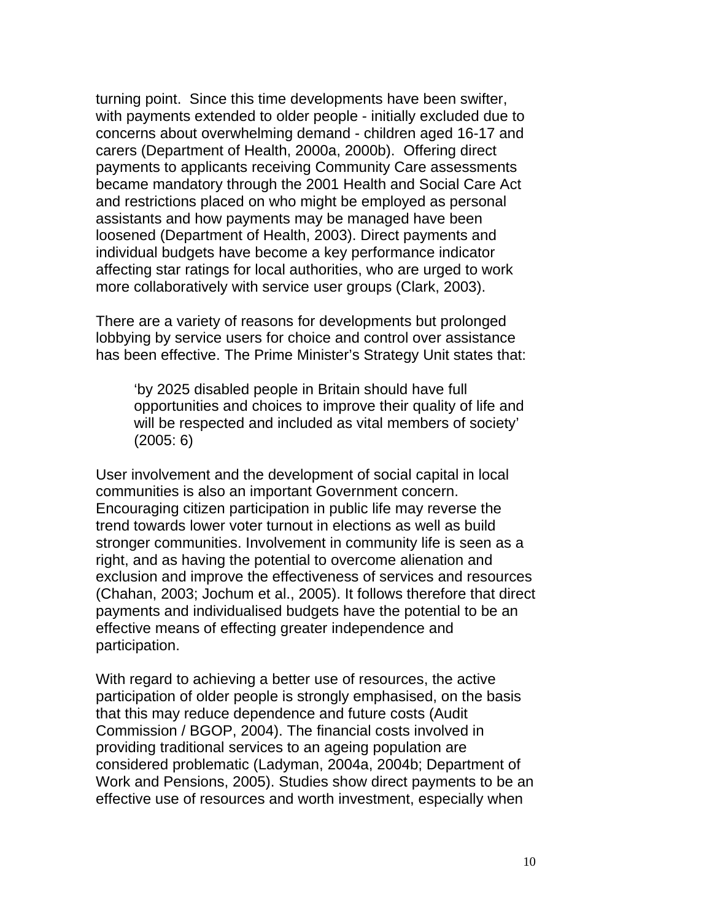turning point. Since this time developments have been swifter, with payments extended to older people - initially excluded due to concerns about overwhelming demand - children aged 16-17 and carers (Department of Health, 2000a, 2000b). Offering direct payments to applicants receiving Community Care assessments became mandatory through the 2001 Health and Social Care Act and restrictions placed on who might be employed as personal assistants and how payments may be managed have been loosened (Department of Health, 2003). Direct payments and individual budgets have become a key performance indicator affecting star ratings for local authorities, who are urged to work more collaboratively with service user groups (Clark, 2003).

There are a variety of reasons for developments but prolonged lobbying by service users for choice and control over assistance has been effective. The Prime Minister's Strategy Unit states that:

> 'by 2025 disabled people in Britain should have full opportunities and choices to improve their quality of life and will be respected and included as vital members of society' (2005: 6)

User involvement and the development of social capital in local communities is also an important Government concern. Encouraging citizen participation in public life may reverse the trend towards lower voter turnout in elections as well as build stronger communities. Involvement in community life is seen as a right, and as having the potential to overcome alienation and exclusion and improve the effectiveness of services and resources (Chahan, 2003; Jochum et al., 2005). It follows therefore that direct payments and individualised budgets have the potential to be an effective means of effecting greater independence and participation.

With regard to achieving a better use of resources, the active participation of older people is strongly emphasised, on the basis that this may reduce dependence and future costs (Audit Commission / BGOP, 2004). The financial costs involved in providing traditional services to an ageing population are considered problematic (Ladyman, 2004a, 2004b; Department of Work and Pensions, 2005). Studies show direct payments to be an effective use of resources and worth investment, especially when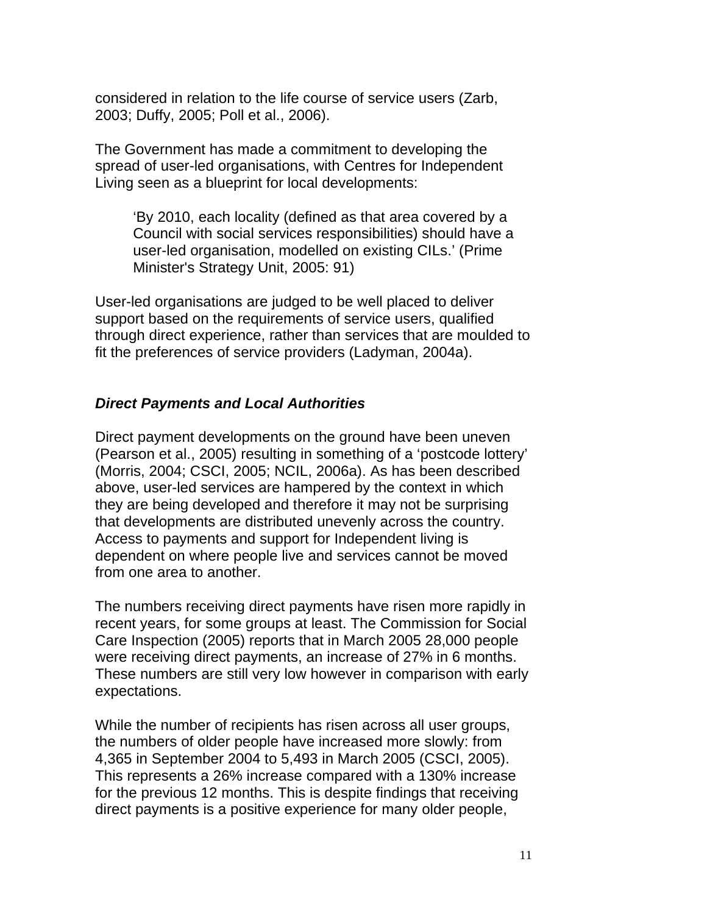considered in relation to the life course of service users (Zarb, 2003; Duffy, 2005; Poll et al., 2006).

The Government has made a commitment to developing the spread of user-led organisations, with Centres for Independent Living seen as a blueprint for local developments:

> 'By 2010, each locality (defined as that area covered by a Council with social services responsibilities) should have a user-led organisation, modelled on existing CILs.' (Prime Minister's Strategy Unit, 2005: 91)

User-led organisations are judged to be well placed to deliver support based on the requirements of service users, qualified through direct experience, rather than services that are moulded to fit the preferences of service providers (Ladyman, 2004a).

### *Direct Payments and Local Authorities*

Direct payment developments on the ground have been uneven (Pearson et al., 2005) resulting in something of a 'postcode lottery' (Morris, 2004; CSCI, 2005; NCIL, 2006a). As has been described above, user-led services are hampered by the context in which they are being developed and therefore it may not be surprising that developments are distributed unevenly across the country. Access to payments and support for Independent living is dependent on where people live and services cannot be moved from one area to another.

The numbers receiving direct payments have risen more rapidly in recent years, for some groups at least. The Commission for Social Care Inspection (2005) reports that in March 2005 28,000 people were receiving direct payments, an increase of 27% in 6 months. These numbers are still very low however in comparison with early expectations.

While the number of recipients has risen across all user groups, the numbers of older people have increased more slowly: from 4,365 in September 2004 to 5,493 in March 2005 (CSCI, 2005). This represents a 26% increase compared with a 130% increase for the previous 12 months. This is despite findings that receiving direct payments is a positive experience for many older people,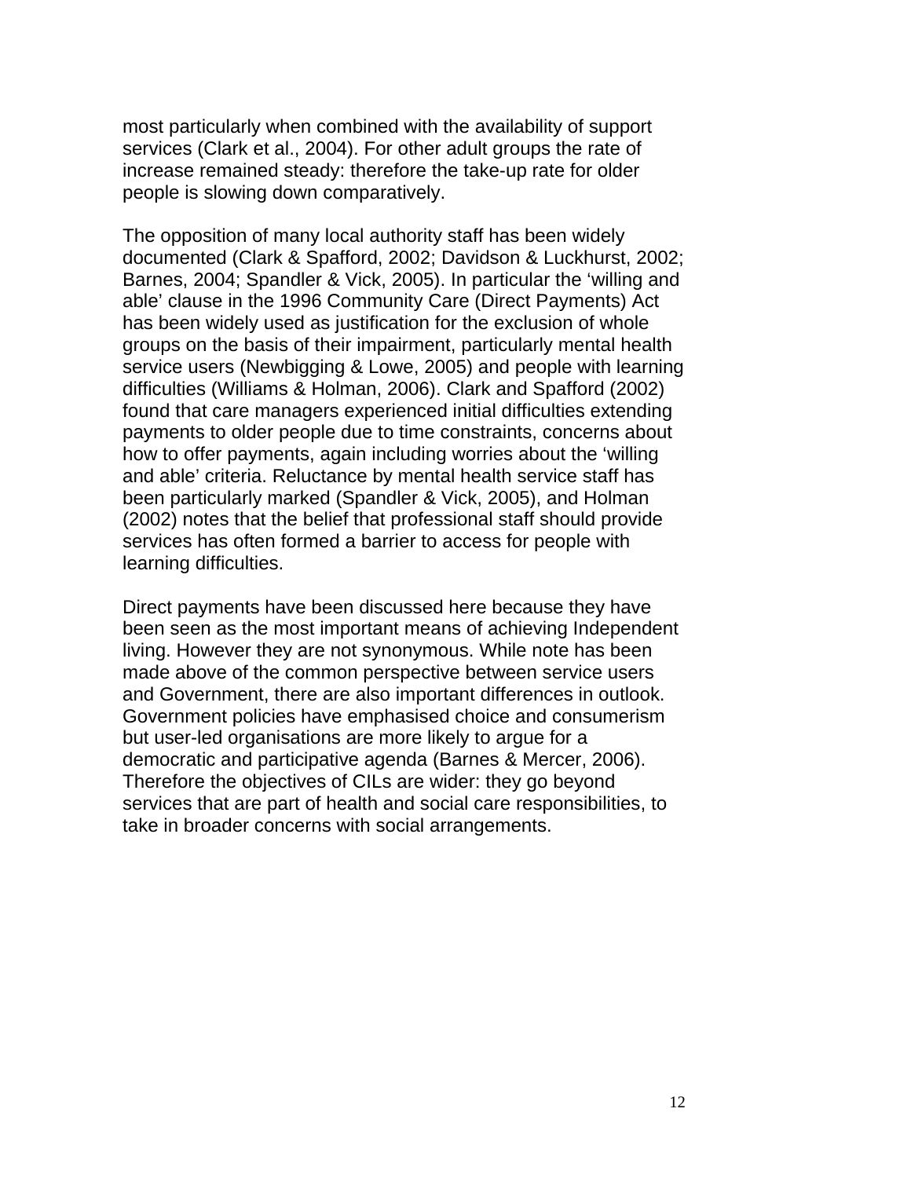most particularly when combined with the availability of support services (Clark et al., 2004). For other adult groups the rate of increase remained steady: therefore the take-up rate for older people is slowing down comparatively.

The opposition of many local authority staff has been widely documented (Clark & Spafford, 2002; Davidson & Luckhurst, 2002; Barnes, 2004; Spandler & Vick, 2005). In particular the 'willing and able' clause in the 1996 Community Care (Direct Payments) Act has been widely used as justification for the exclusion of whole groups on the basis of their impairment, particularly mental health service users (Newbigging & Lowe, 2005) and people with learning difficulties (Williams & Holman, 2006). Clark and Spafford (2002) found that care managers experienced initial difficulties extending payments to older people due to time constraints, concerns about how to offer payments, again including worries about the 'willing and able' criteria. Reluctance by mental health service staff has been particularly marked (Spandler & Vick, 2005), and Holman (2002) notes that the belief that professional staff should provide services has often formed a barrier to access for people with learning difficulties.

Direct payments have been discussed here because they have been seen as the most important means of achieving Independent living. However they are not synonymous. While note has been made above of the common perspective between service users and Government, there are also important differences in outlook. Government policies have emphasised choice and consumerism but user-led organisations are more likely to argue for a democratic and participative agenda (Barnes & Mercer, 2006). Therefore the objectives of CILs are wider: they go beyond services that are part of health and social care responsibilities, to take in broader concerns with social arrangements.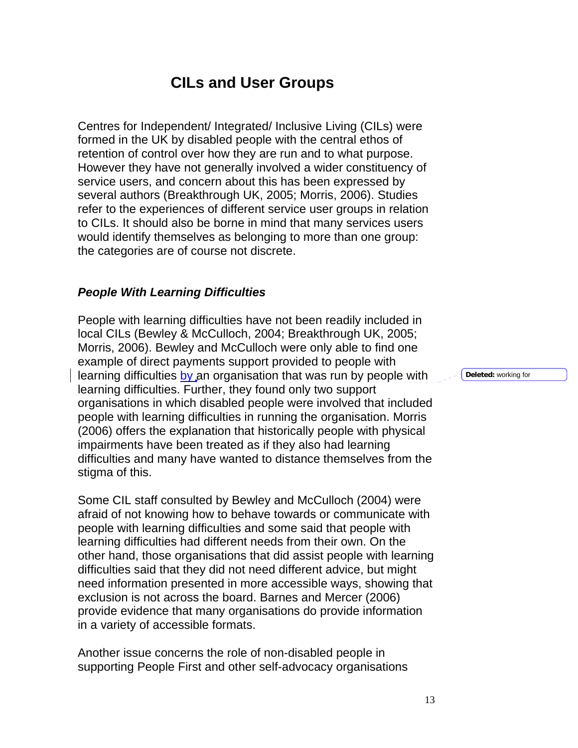# CILs and User Groups

Centres for Independent/ Integrated/ Inclusive Living (CILs) were formed in the UK by disabled people with the central ethos of retention of control over how they are run and to what purpose. However they have not generally involved a wider constituency of service users, and concern about this has been expressed by several authors (Breakthrough UK, 2005; Morris, 2006). Studies refer to the experiences of different service user groups in relation to CILs. It should also be borne in mind that many services users would identify themselves as belonging to more than one group: the categories are of course not discrete.

### *People With Learning Difficulties*

People with learning difficulties have not been readily included in local CILs (Bewley & McCulloch, 2004; Breakthrough UK, 2005; Morris, 2006). Bewley and McCulloch were only able to find one example of direct payments support provided to people with learning difficulties by an organisation that was run by people with learning difficulties. Further, they found only two support organisations in which disabled people were involved that included people with learning difficulties in running the organisation. Morris (2006) offers the explanation that historically people with physical impairments have been treated as if they also had learning difficulties and many have wanted to distance themselves from the stigma of this.

Some CIL staff consulted by Bewley and McCulloch (2004) were afraid of not knowing how to behave towards or communicate with people with learning difficulties and some said that people with learning difficulties had different needs from their own. On the other hand, those organisations that did assist people with learning difficulties said that they did not need different advice, but might need information presented in more accessible ways, showing that exclusion is not across the board. Barnes and Mercer (2006) provide evidence that many organisations do provide information in a variety of accessible formats.

Another issue concerns the role of non-disabled people in supporting People First and other self-advocacy organisations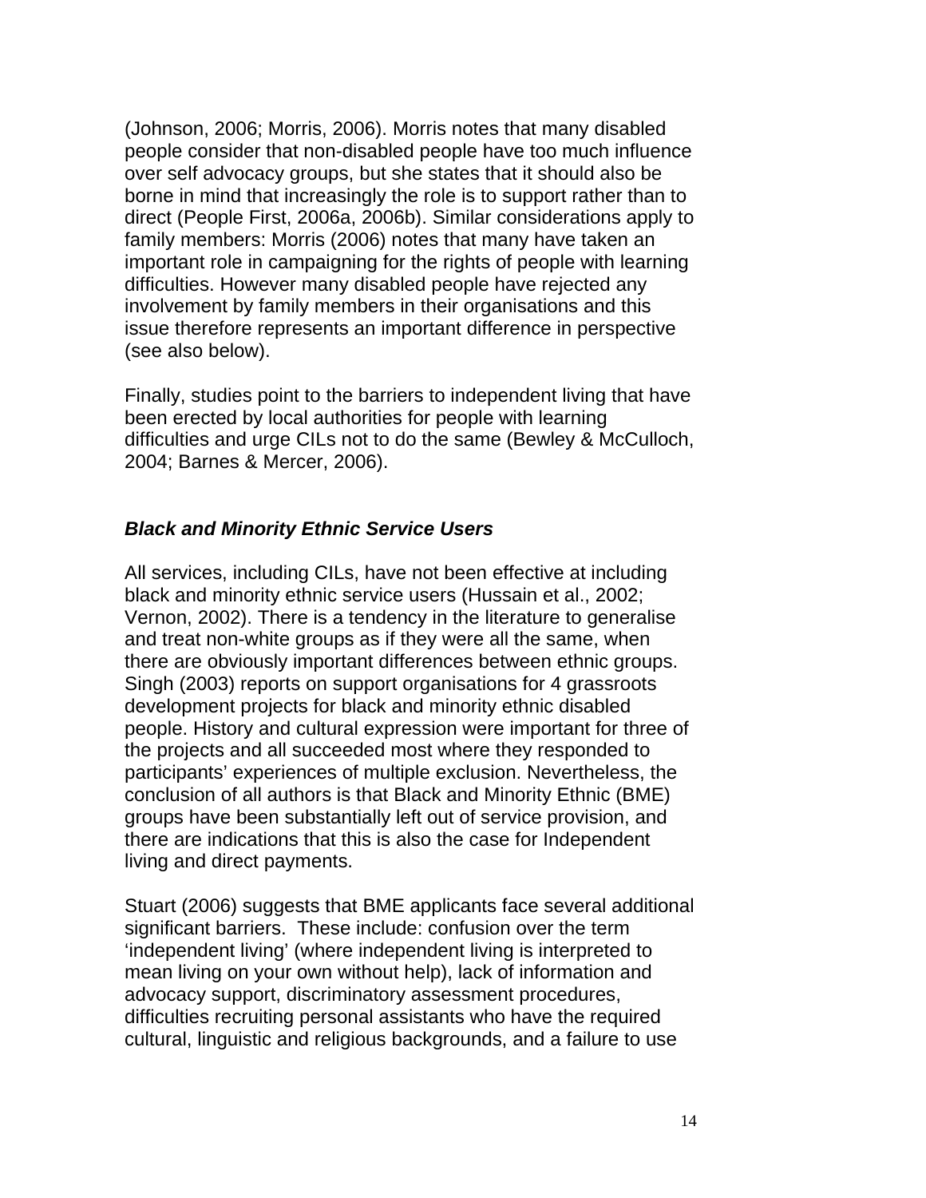(Johnson, 2006; Morris, 2006). Morris notes that many disabled people consider that non-disabled people have too much influence over self advocacy groups, but she states that it should also be borne in mind that increasingly the role is to support rather than to direct (People First, 2006a, 2006b). Similar considerations apply to family members: Morris (2006) notes that many have taken an important role in campaigning for the rights of people with learning difficulties. However many disabled people have rejected any involvement by family members in their organisations and this issue therefore represents an important difference in perspective (see also below).

Finally, studies point to the barriers to independent living that have been erected by local authorities for people with learning difficulties and urge CILs not to do the same (Bewley & McCulloch, 2004; Barnes & Mercer, 2006).

### *Black and Minority Ethnic Service Users*

All services, including CILs, have not been effective at including black and minority ethnic service users (Hussain et al., 2002; Vernon, 2002). There is a tendency in the literature to generalise and treat non-white groups as if they were all the same, when there are obviously important differences between ethnic groups. Singh (2003) reports on support organisations for 4 grassroots development projects for black and minority ethnic disabled people. History and cultural expression were important for three of the projects and all succeeded most where they responded to participants' experiences of multiple exclusion. Nevertheless, the conclusion of all authors is that Black and Minority Ethnic (BME) groups have been substantially left out of service provision, and there are indications that this is also the case for Independent living and direct payments.

Stuart (2006) suggests that BME applicants face several additional significant barriers. These include: confusion over the term 'independent living' (where independent living is interpreted to mean living on your own without help), lack of information and advocacy support, discriminatory assessment procedures, difficulties recruiting personal assistants who have the required cultural, linguistic and religious backgrounds, and a failure to use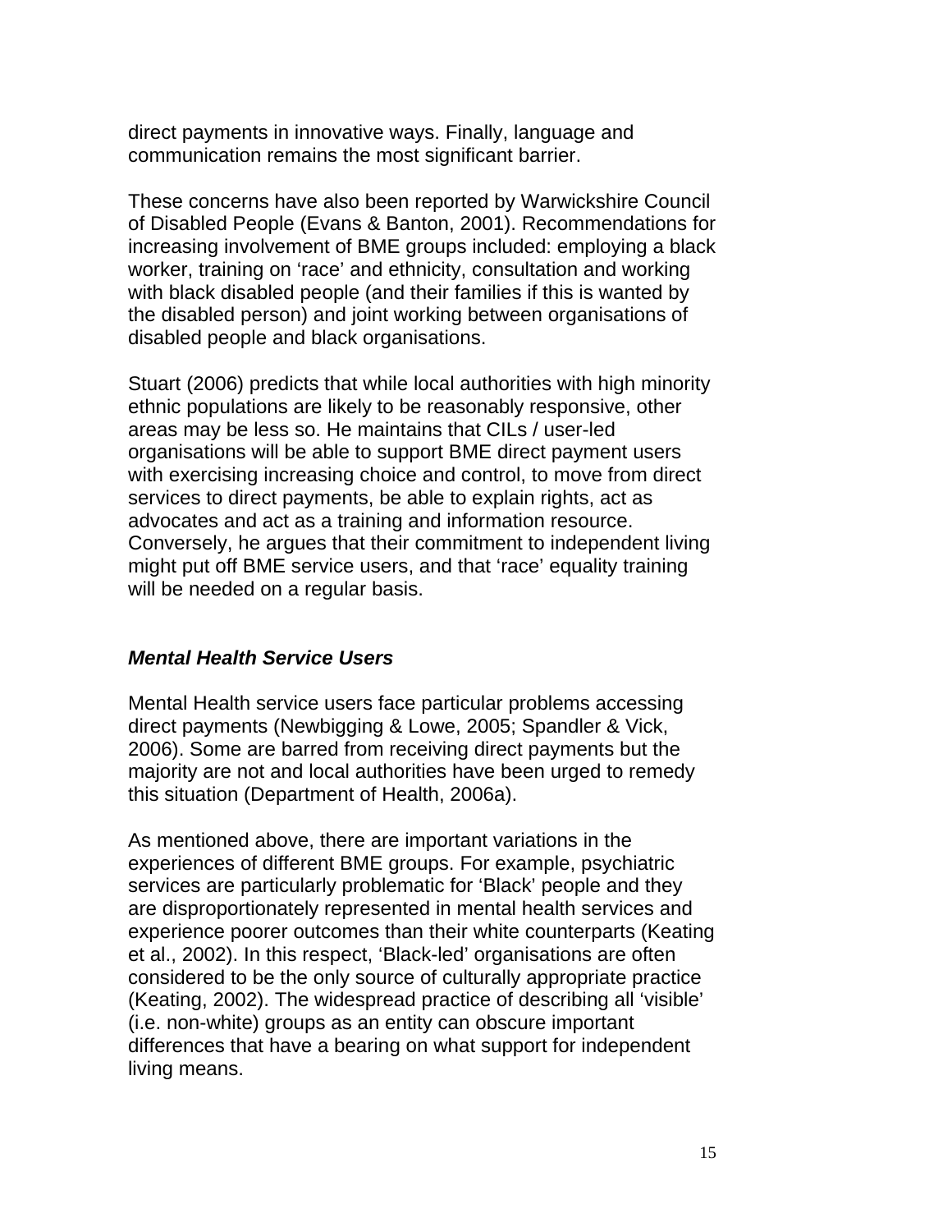direct payments in innovative ways. Finally, language and communication remains the most significant barrier.

These concerns have also been reported by Warwickshire Council of Disabled People (Evans & Banton, 2001). Recommendations for increasing involvement of BME groups included: employing a black worker, training on 'race' and ethnicity, consultation and working with black disabled people (and their families if this is wanted by the disabled person) and joint working between organisations of disabled people and black organisations.

Stuart (2006) predicts that while local authorities with high minority ethnic populations are likely to be reasonably responsive, other areas may be less so. He maintains that CILs / user-led organisations will be able to support BME direct payment users with exercising increasing choice and control, to move from direct services to direct payments, be able to explain rights, act as advocates and act as a training and information resource. Conversely, he argues that their commitment to independent living might put off BME service users, and that 'race' equality training will be needed on a regular basis.

### ***Mental Health Service Users***

Mental Health service users face particular problems accessing direct payments (Newbigging & Lowe, 2005; Spandler & Vick, 2006). Some are barred from receiving direct payments but the majority are not and local authorities have been urged to remedy this situation (Department of Health, 2006a).

As mentioned above, there are important variations in the experiences of different BME groups. For example, psychiatric services are particularly problematic for 'Black' people and they are disproportionately represented in mental health services and experience poorer outcomes than their white counterparts (Keating et al., 2002). In this respect, 'Black-led' organisations are often considered to be the only source of culturally appropriate practice (Keating, 2002). The widespread practice of describing all 'visible' (i.e. non-white) groups as an entity can obscure important differences that have a bearing on what support for independent living means.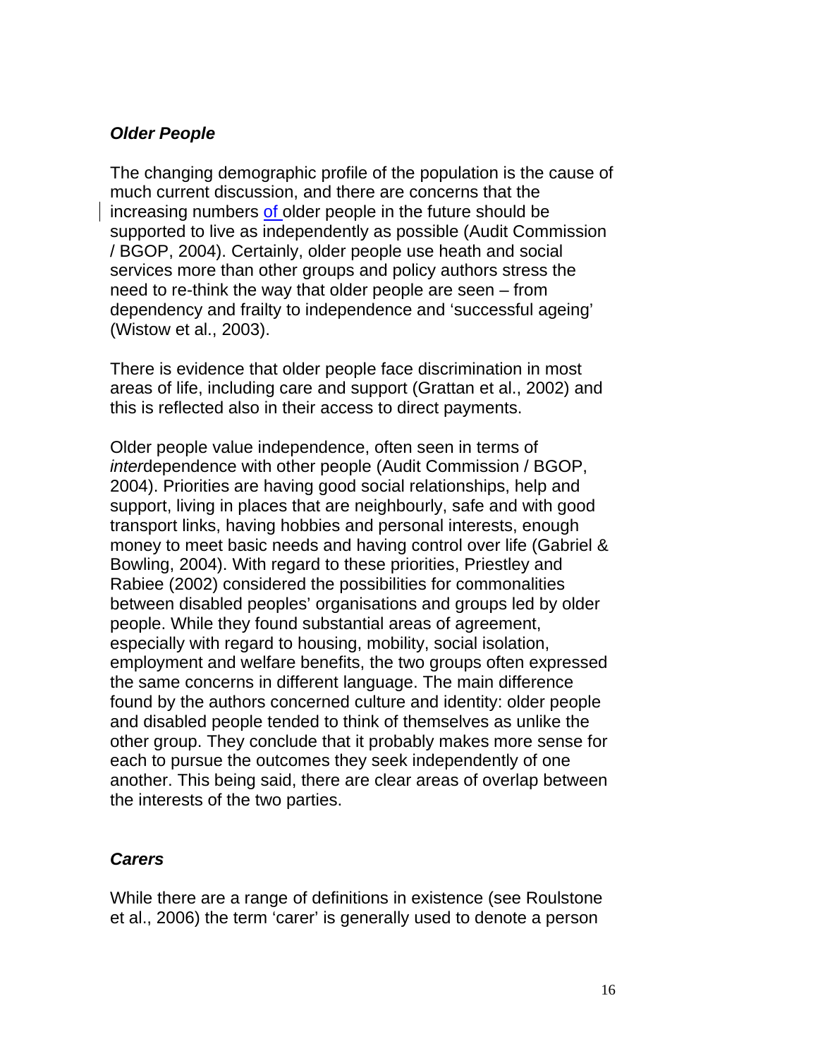### ***Older People***

The changing demographic profile of the population is the cause of much current discussion, and there are concerns that the increasing numbers of older people in the future should be supported to live as independently as possible (Audit Commission / BGOP, 2004). Certainly, older people use heath and social services more than other groups and policy authors stress the need to re-think the way that older people are seen – from dependency and frailty to independence and 'successful ageing' (Wistow et al., 2003).

There is evidence that older people face discrimination in most areas of life, including care and support (Grattan et al., 2002) and this is reflected also in their access to direct payments.

Older people value independence, often seen in terms of *inter*dependence with other people (Audit Commission / BGOP, 2004). Priorities are having good social relationships, help and support, living in places that are neighbourly, safe and with good transport links, having hobbies and personal interests, enough money to meet basic needs and having control over life (Gabriel & Bowling, 2004). With regard to these priorities, Priestley and Rabiee (2002) considered the possibilities for commonalities between disabled peoples' organisations and groups led by older people. While they found substantial areas of agreement, especially with regard to housing, mobility, social isolation, employment and welfare benefits, the two groups often expressed the same concerns in different language. The main difference found by the authors concerned culture and identity: older people and disabled people tended to think of themselves as unlike the other group. They conclude that it probably makes more sense for each to pursue the outcomes they seek independently of one another. This being said, there are clear areas of overlap between the interests of the two parties.

### ***Carers***

While there are a range of definitions in existence (see Roulstone et al., 2006) the term 'carer' is generally used to denote a person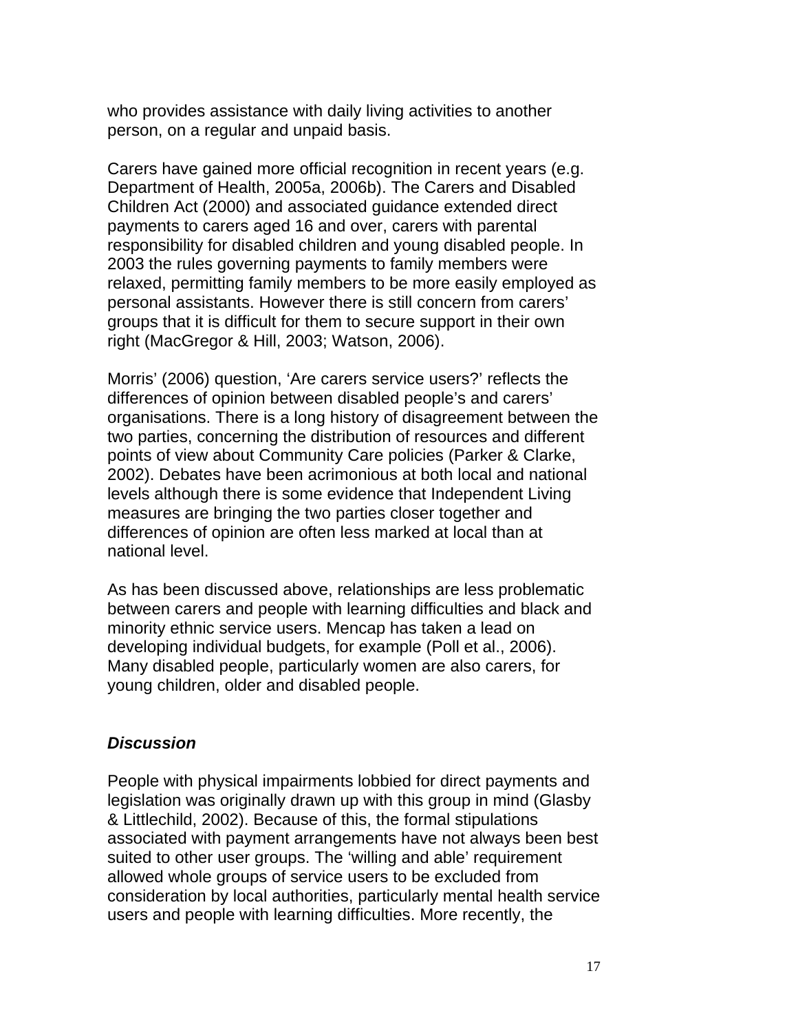who provides assistance with daily living activities to another person, on a regular and unpaid basis.

Carers have gained more official recognition in recent years (e.g. Department of Health, 2005a, 2006b). The Carers and Disabled Children Act (2000) and associated guidance extended direct payments to carers aged 16 and over, carers with parental responsibility for disabled children and young disabled people. In 2003 the rules governing payments to family members were relaxed, permitting family members to be more easily employed as personal assistants. However there is still concern from carers' groups that it is difficult for them to secure support in their own right (MacGregor & Hill, 2003; Watson, 2006).

Morris' (2006) question, 'Are carers service users?' reflects the differences of opinion between disabled people's and carers' organisations. There is a long history of disagreement between the two parties, concerning the distribution of resources and different points of view about Community Care policies (Parker & Clarke, 2002). Debates have been acrimonious at both local and national levels although there is some evidence that Independent Living measures are bringing the two parties closer together and differences of opinion are often less marked at local than at national level.

As has been discussed above, relationships are less problematic between carers and people with learning difficulties and black and minority ethnic service users. Mencap has taken a lead on developing individual budgets, for example (Poll et al., 2006). Many disabled people, particularly women are also carers, for young children, older and disabled people.

### *Discussion*

People with physical impairments lobbied for direct payments and legislation was originally drawn up with this group in mind (Glasby & Littlechild, 2002). Because of this, the formal stipulations associated with payment arrangements have not always been best suited to other user groups. The 'willing and able' requirement allowed whole groups of service users to be excluded from consideration by local authorities, particularly mental health service users and people with learning difficulties. More recently, the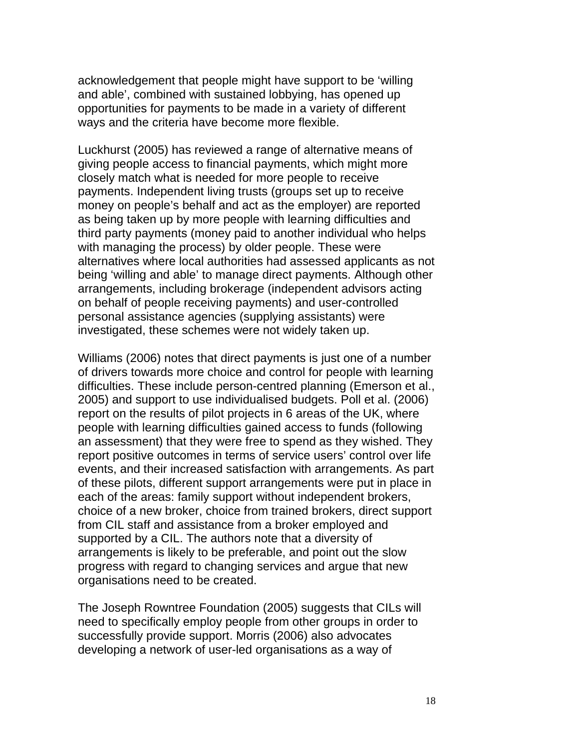acknowledgement that people might have support to be ‘willing and able’, combined with sustained lobbying, has opened up opportunities for payments to be made in a variety of different ways and the criteria have become more flexible.

Luckhurst (2005) has reviewed a range of alternative means of giving people access to financial payments, which might more closely match what is needed for more people to receive payments. Independent living trusts (groups set up to receive money on people’s behalf and act as the employer) are reported as being taken up by more people with learning difficulties and third party payments (money paid to another individual who helps with managing the process) by older people. These were alternatives where local authorities had assessed applicants as not being ‘willing and able’ to manage direct payments. Although other arrangements, including brokerage (independent advisors acting on behalf of people receiving payments) and user-controlled personal assistance agencies (supplying assistants) were investigated, these schemes were not widely taken up.

Williams (2006) notes that direct payments is just one of a number of drivers towards more choice and control for people with learning difficulties. These include person-centred planning (Emerson et al., 2005) and support to use individualised budgets. Poll et al. (2006) report on the results of pilot projects in 6 areas of the UK, where people with learning difficulties gained access to funds (following an assessment) that they were free to spend as they wished. They report positive outcomes in terms of service users’ control over life events, and their increased satisfaction with arrangements. As part of these pilots, different support arrangements were put in place in each of the areas: family support without independent brokers, choice of a new broker, choice from trained brokers, direct support from CIL staff and assistance from a broker employed and supported by a CIL. The authors note that a diversity of arrangements is likely to be preferable, and point out the slow progress with regard to changing services and argue that new organisations need to be created.

The Joseph Rowntree Foundation (2005) suggests that CILs will need to specifically employ people from other groups in order to successfully provide support. Morris (2006) also advocates developing a network of user-led organisations as a way of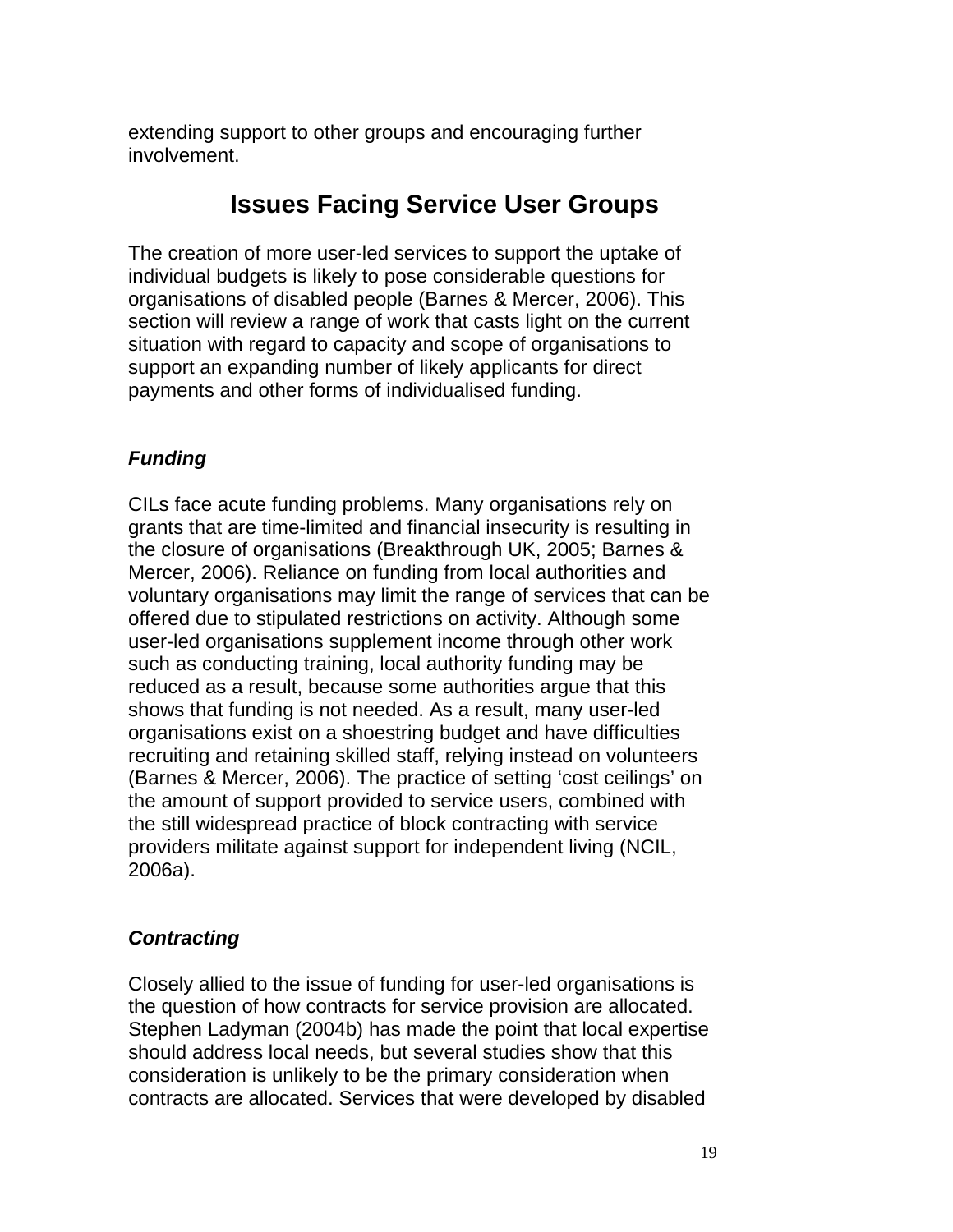extending support to other groups and encouraging further involvement.

## Issues Facing Service User Groups

The creation of more user-led services to support the uptake of individual budgets is likely to pose considerable questions for organisations of disabled people (Barnes & Mercer, 2006). This section will review a range of work that casts light on the current situation with regard to capacity and scope of organisations to support an expanding number of likely applicants for direct payments and other forms of individualised funding.

### *Funding*

CILs face acute funding problems. Many organisations rely on grants that are time-limited and financial insecurity is resulting in the closure of organisations (Breakthrough UK, 2005; Barnes & Mercer, 2006). Reliance on funding from local authorities and voluntary organisations may limit the range of services that can be offered due to stipulated restrictions on activity. Although some user-led organisations supplement income through other work such as conducting training, local authority funding may be reduced as a result, because some authorities argue that this shows that funding is not needed. As a result, many user-led organisations exist on a shoestring budget and have difficulties recruiting and retaining skilled staff, relying instead on volunteers (Barnes & Mercer, 2006). The practice of setting 'cost ceilings' on the amount of support provided to service users, combined with the still widespread practice of block contracting with service providers militate against support for independent living (NCIL, 2006a).

### *Contracting*

Closely allied to the issue of funding for user-led organisations is the question of how contracts for service provision are allocated. Stephen Ladyman (2004b) has made the point that local expertise should address local needs, but several studies show that this consideration is unlikely to be the primary consideration when contracts are allocated. Services that were developed by disabled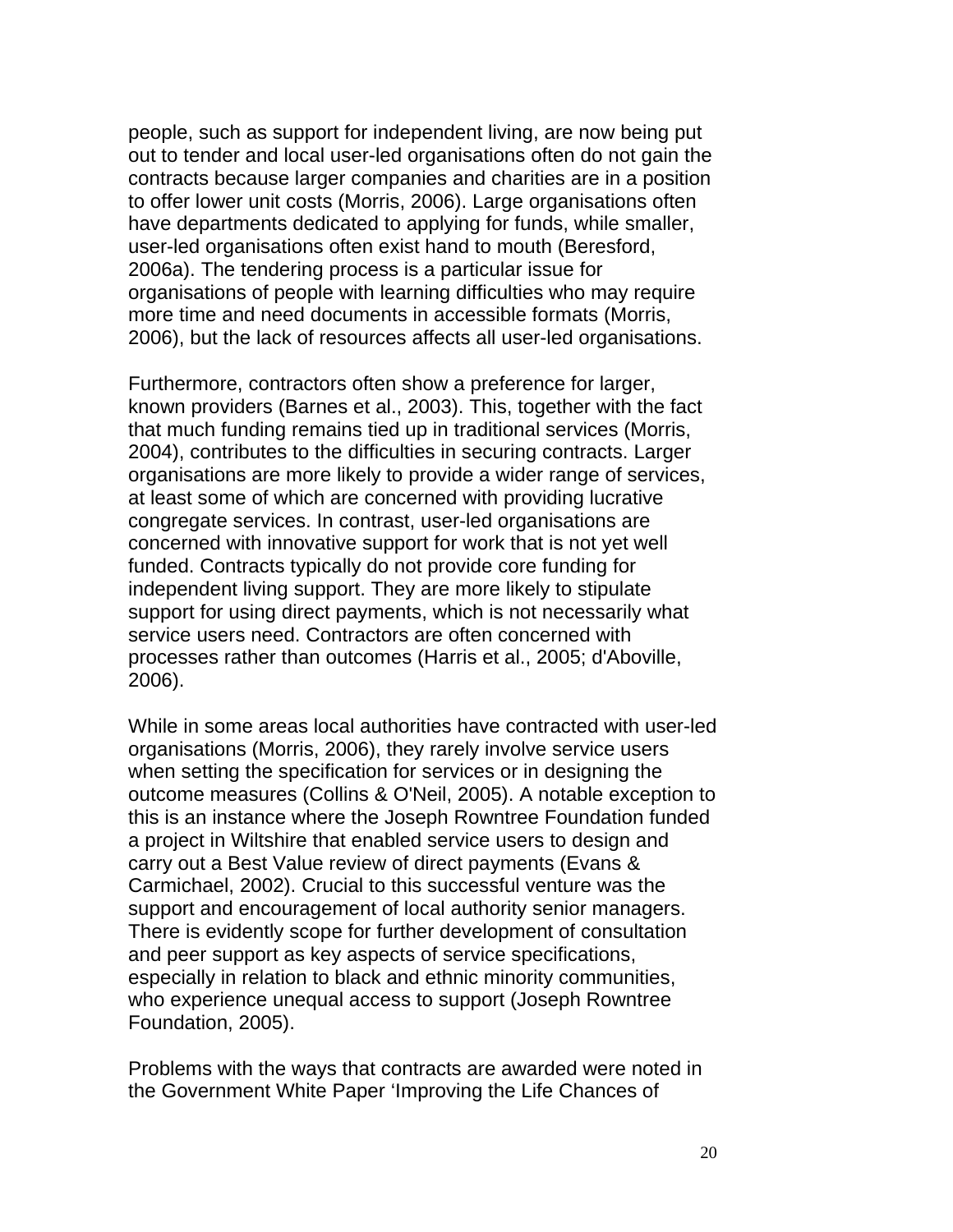people, such as support for independent living, are now being put out to tender and local user-led organisations often do not gain the contracts because larger companies and charities are in a position to offer lower unit costs (Morris, 2006). Large organisations often have departments dedicated to applying for funds, while smaller, user-led organisations often exist hand to mouth (Beresford, 2006a). The tendering process is a particular issue for organisations of people with learning difficulties who may require more time and need documents in accessible formats (Morris, 2006), but the lack of resources affects all user-led organisations.

Furthermore, contractors often show a preference for larger, known providers (Barnes et al., 2003). This, together with the fact that much funding remains tied up in traditional services (Morris, 2004), contributes to the difficulties in securing contracts. Larger organisations are more likely to provide a wider range of services, at least some of which are concerned with providing lucrative congregate services. In contrast, user-led organisations are concerned with innovative support for work that is not yet well funded. Contracts typically do not provide core funding for independent living support. They are more likely to stipulate support for using direct payments, which is not necessarily what service users need. Contractors are often concerned with processes rather than outcomes (Harris et al., 2005; d'Aboville, 2006).

While in some areas local authorities have contracted with user-led organisations (Morris, 2006), they rarely involve service users when setting the specification for services or in designing the outcome measures (Collins & O'Neil, 2005). A notable exception to this is an instance where the Joseph Rowntree Foundation funded a project in Wiltshire that enabled service users to design and carry out a Best Value review of direct payments (Evans & Carmichael, 2002). Crucial to this successful venture was the support and encouragement of local authority senior managers. There is evidently scope for further development of consultation and peer support as key aspects of service specifications, especially in relation to black and ethnic minority communities, who experience unequal access to support (Joseph Rowntree Foundation, 2005).

Problems with the ways that contracts are awarded were noted in the Government White Paper 'Improving the Life Chances of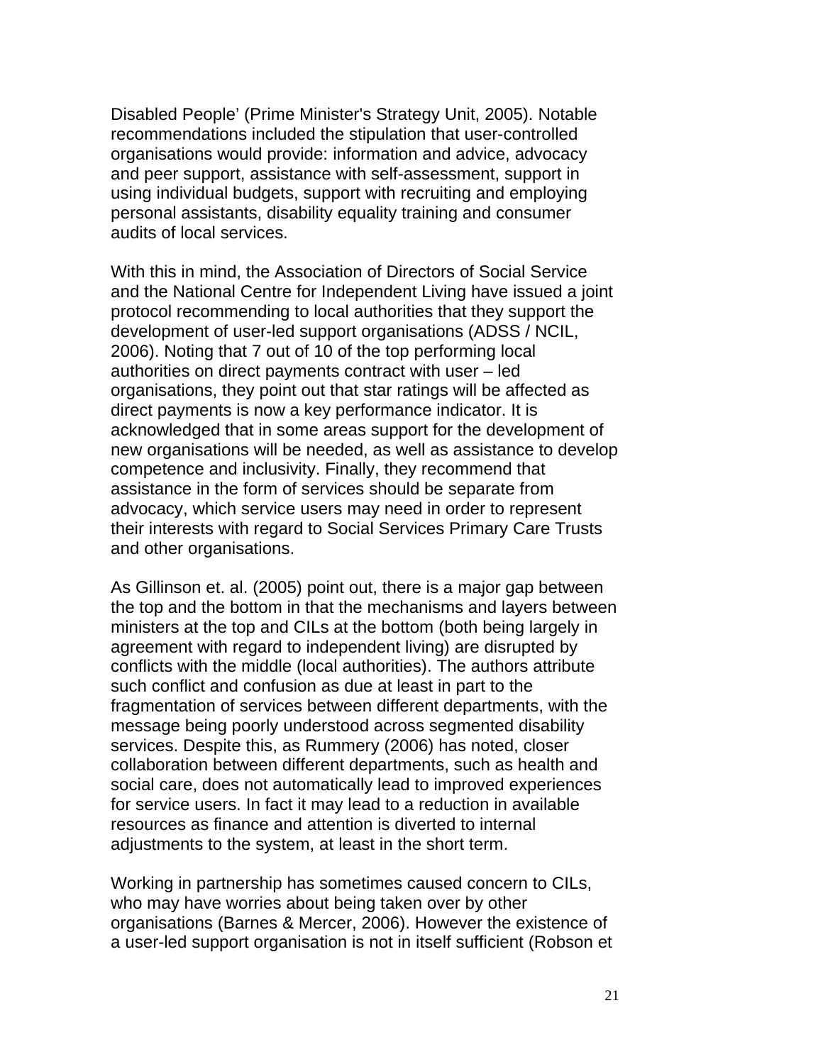Disabled People' (Prime Minister's Strategy Unit, 2005). Notable recommendations included the stipulation that user-controlled organisations would provide: information and advice, advocacy and peer support, assistance with self-assessment, support in using individual budgets, support with recruiting and employing personal assistants, disability equality training and consumer audits of local services.

With this in mind, the Association of Directors of Social Service and the National Centre for Independent Living have issued a joint protocol recommending to local authorities that they support the development of user-led support organisations (ADSS / NCIL, 2006). Noting that 7 out of 10 of the top performing local authorities on direct payments contract with user – led organisations, they point out that star ratings will be affected as direct payments is now a key performance indicator. It is acknowledged that in some areas support for the development of new organisations will be needed, as well as assistance to develop competence and inclusivity. Finally, they recommend that assistance in the form of services should be separate from advocacy, which service users may need in order to represent their interests with regard to Social Services Primary Care Trusts and other organisations.

As Gillinson et. al. (2005) point out, there is a major gap between the top and the bottom in that the mechanisms and layers between ministers at the top and CILs at the bottom (both being largely in agreement with regard to independent living) are disrupted by conflicts with the middle (local authorities). The authors attribute such conflict and confusion as due at least in part to the fragmentation of services between different departments, with the message being poorly understood across segmented disability services. Despite this, as Rummery (2006) has noted, closer collaboration between different departments, such as health and social care, does not automatically lead to improved experiences for service users. In fact it may lead to a reduction in available resources as finance and attention is diverted to internal adjustments to the system, at least in the short term.

Working in partnership has sometimes caused concern to CILs, who may have worries about being taken over by other organisations (Barnes & Mercer, 2006). However the existence of a user-led support organisation is not in itself sufficient (Robson et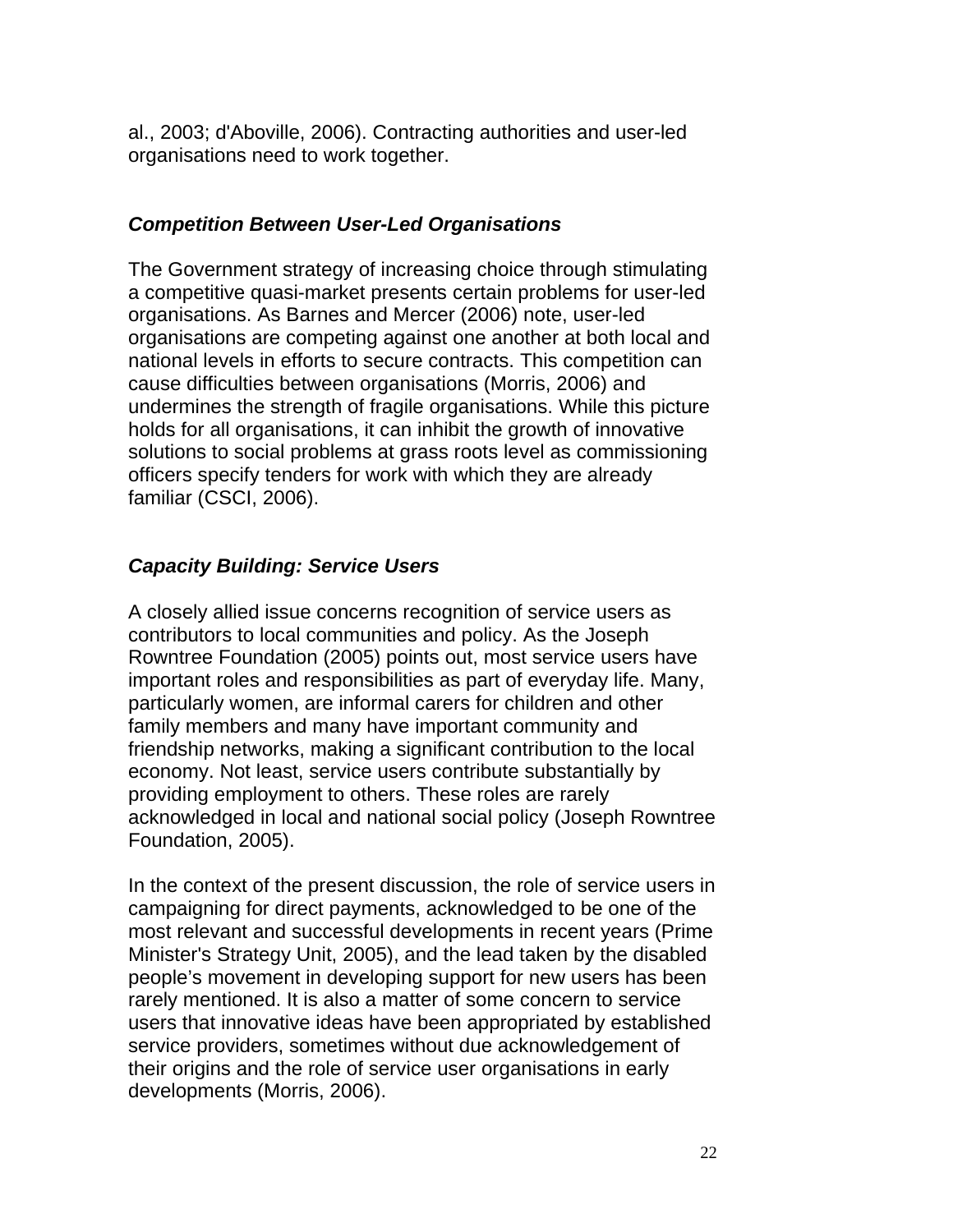al., 2003; d'Aboville, 2006). Contracting authorities and user-led organisations need to work together.

### *Competition Between User-Led Organisations*

The Government strategy of increasing choice through stimulating a competitive quasi-market presents certain problems for user-led organisations. As Barnes and Mercer (2006) note, user-led organisations are competing against one another at both local and national levels in efforts to secure contracts. This competition can cause difficulties between organisations (Morris, 2006) and undermines the strength of fragile organisations. While this picture holds for all organisations, it can inhibit the growth of innovative solutions to social problems at grass roots level as commissioning officers specify tenders for work with which they are already familiar (CSCI, 2006).

### *Capacity Building: Service Users*

A closely allied issue concerns recognition of service users as contributors to local communities and policy. As the Joseph Rowntree Foundation (2005) points out, most service users have important roles and responsibilities as part of everyday life. Many, particularly women, are informal carers for children and other family members and many have important community and friendship networks, making a significant contribution to the local economy. Not least, service users contribute substantially by providing employment to others. These roles are rarely acknowledged in local and national social policy (Joseph Rowntree Foundation, 2005).

In the context of the present discussion, the role of service users in campaigning for direct payments, acknowledged to be one of the most relevant and successful developments in recent years (Prime Minister's Strategy Unit, 2005), and the lead taken by the disabled people's movement in developing support for new users has been rarely mentioned. It is also a matter of some concern to service users that innovative ideas have been appropriated by established service providers, sometimes without due acknowledgement of their origins and the role of service user organisations in early developments (Morris, 2006).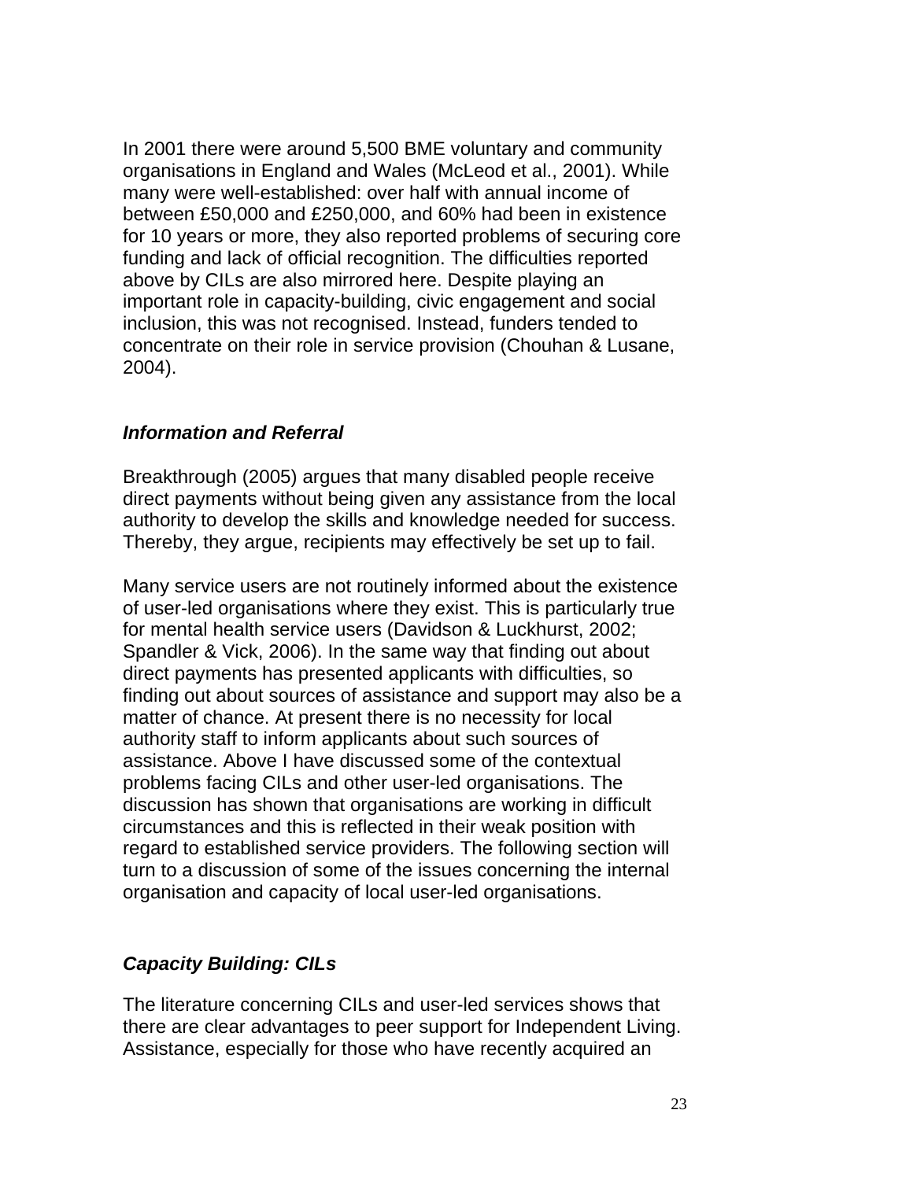In 2001 there were around 5,500 BME voluntary and community organisations in England and Wales (McLeod et al., 2001). While many were well-established: over half with annual income of between £50,000 and £250,000, and 60% had been in existence for 10 years or more, they also reported problems of securing core funding and lack of official recognition. The difficulties reported above by CILs are also mirrored here. Despite playing an important role in capacity-building, civic engagement and social inclusion, this was not recognised. Instead, funders tended to concentrate on their role in service provision (Chouhan & Lusane, 2004).

### *Information and Referral*

Breakthrough (2005) argues that many disabled people receive direct payments without being given any assistance from the local authority to develop the skills and knowledge needed for success. Thereby, they argue, recipients may effectively be set up to fail.

Many service users are not routinely informed about the existence of user-led organisations where they exist. This is particularly true for mental health service users (Davidson & Luckhurst, 2002; Spandler & Vick, 2006). In the same way that finding out about direct payments has presented applicants with difficulties, so finding out about sources of assistance and support may also be a matter of chance. At present there is no necessity for local authority staff to inform applicants about such sources of assistance. Above I have discussed some of the contextual problems facing CILs and other user-led organisations. The discussion has shown that organisations are working in difficult circumstances and this is reflected in their weak position with regard to established service providers. The following section will turn to a discussion of some of the issues concerning the internal organisation and capacity of local user-led organisations.

### *Capacity Building: CILs*

The literature concerning CILs and user-led services shows that there are clear advantages to peer support for Independent Living. Assistance, especially for those who have recently acquired an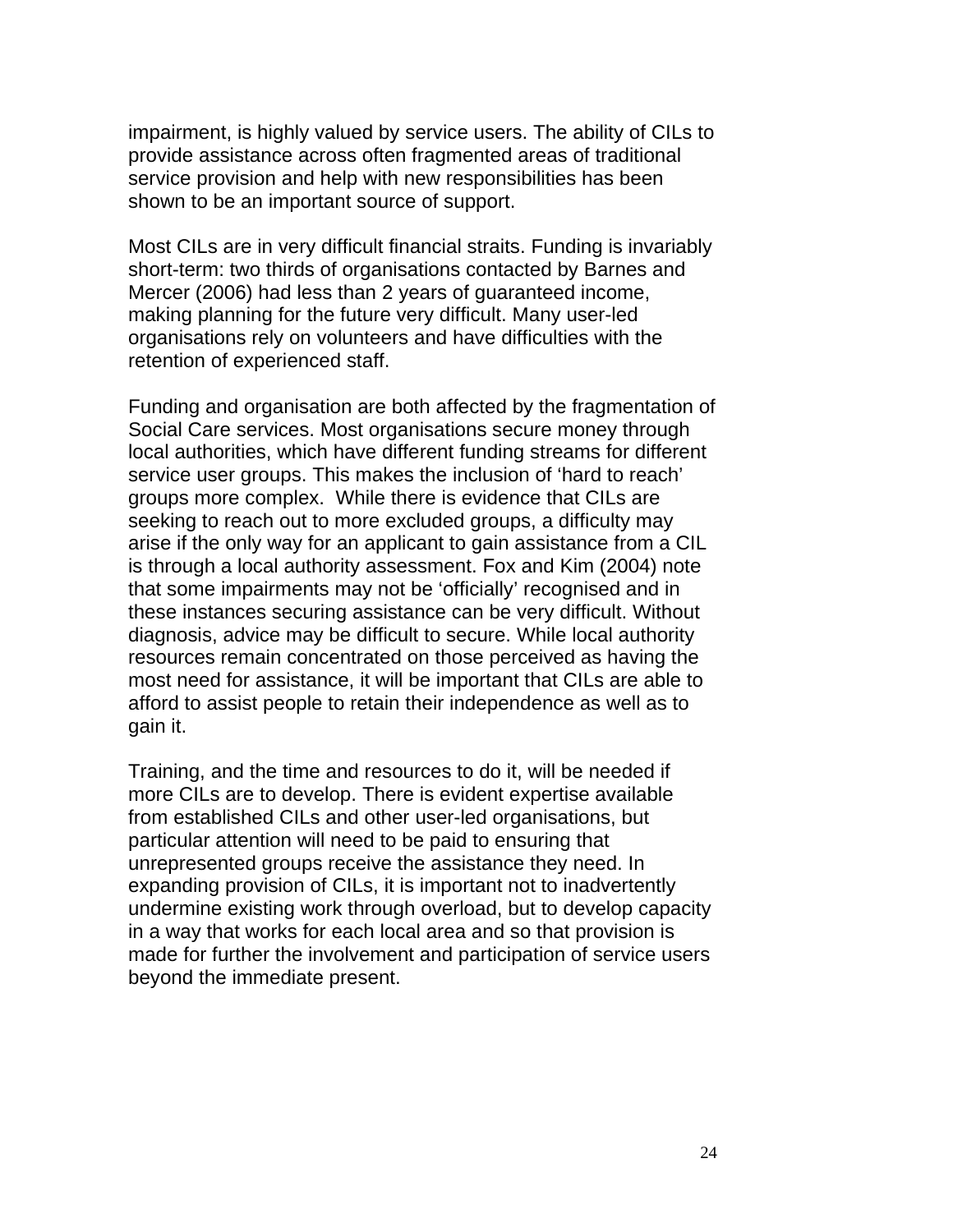impairment, is highly valued by service users. The ability of CILs to provide assistance across often fragmented areas of traditional service provision and help with new responsibilities has been shown to be an important source of support.

Most CILs are in very difficult financial straits. Funding is invariably short-term: two thirds of organisations contacted by Barnes and Mercer (2006) had less than 2 years of guaranteed income, making planning for the future very difficult. Many user-led organisations rely on volunteers and have difficulties with the retention of experienced staff.

Funding and organisation are both affected by the fragmentation of Social Care services. Most organisations secure money through local authorities, which have different funding streams for different service user groups. This makes the inclusion of 'hard to reach' groups more complex. While there is evidence that CILs are seeking to reach out to more excluded groups, a difficulty may arise if the only way for an applicant to gain assistance from a CIL is through a local authority assessment. Fox and Kim (2004) note that some impairments may not be 'officially' recognised and in these instances securing assistance can be very difficult. Without diagnosis, advice may be difficult to secure. While local authority resources remain concentrated on those perceived as having the most need for assistance, it will be important that CILs are able to afford to assist people to retain their independence as well as to gain it.

Training, and the time and resources to do it, will be needed if more CILs are to develop. There is evident expertise available from established CILs and other user-led organisations, but particular attention will need to be paid to ensuring that unrepresented groups receive the assistance they need. In expanding provision of CILs, it is important not to inadvertently undermine existing work through overload, but to develop capacity in a way that works for each local area and so that provision is made for further the involvement and participation of service users beyond the immediate present.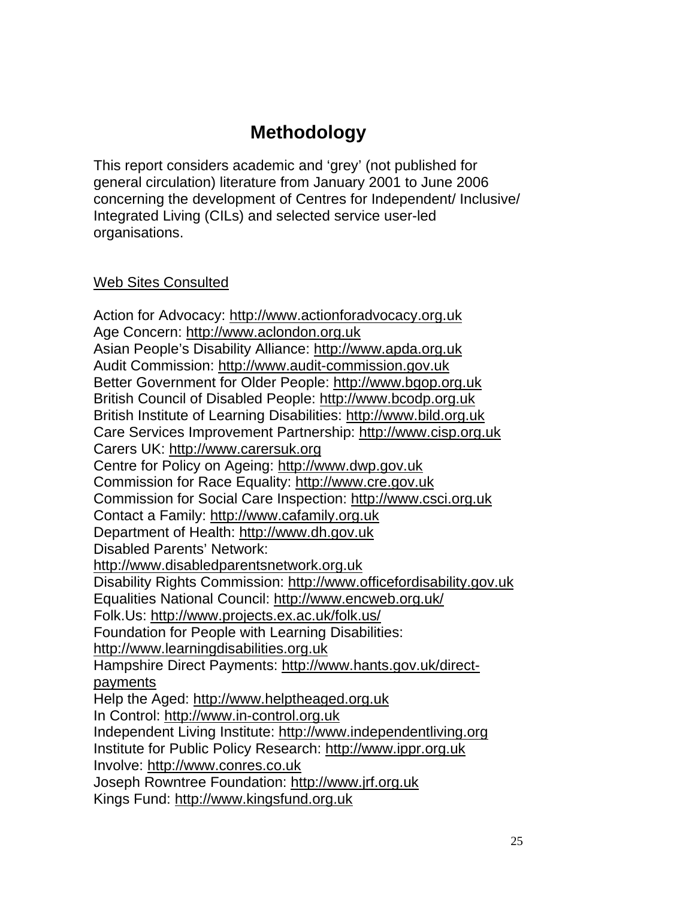# Methodology

This report considers academic and 'grey' (not published for general circulation) literature from January 2001 to June 2006 concerning the development of Centres for Independent/ Inclusive/ Integrated Living (CILs) and selected service user-led organisations.

## Web Sites Consulted

Action for Advocacy: http://www.actionforadvocacy.org.uk
Age Concern: http://www.aclondon.org.uk
Asian People's Disability Alliance: http://www.apda.org.uk
Audit Commission: http://www.audit-commission.gov.uk
Better Government for Older People: http://www.bgop.org.uk
British Council of Disabled People: http://www.bcodp.org.uk
British Institute of Learning Disabilities: http://www.bild.org.uk
Care Services Improvement Partnership: http://www.cisp.org.uk
Carers UK: http://www.carersuk.org
Centre for Policy on Ageing: http://www.dwp.gov.uk
Commission for Race Equality: http://www.cre.gov.uk
Commission for Social Care Inspection: http://www.csci.org.uk
Contact a Family: http://www.cafamily.org.uk
Department of Health: http://www.dh.gov.uk
Disabled Parents' Network: http://www.disabledparentsnetwork.org.uk
Disability Rights Commission: http://www.officefordisability.gov.uk
Equalities National Council: http://www.encweb.org.uk/
Folk.Us: http://www.projects.ex.ac.uk/folk.us/
Foundation for People with Learning Disabilities: http://www.learningdisabilities.org.uk
Hampshire Direct Payments: http://www.hants.gov.uk/direct-payments
Help the Aged: http://www.helptheaged.org.uk
In Control: http://www.in-control.org.uk
Independent Living Institute: http://www.independentliving.org
Institute for Public Policy Research: http://www.ippr.org.uk
Involve: http://www.conres.co.uk
Joseph Rowntree Foundation: http://www.jrf.org.uk
Kings Fund: http://www.kingsfund.org.uk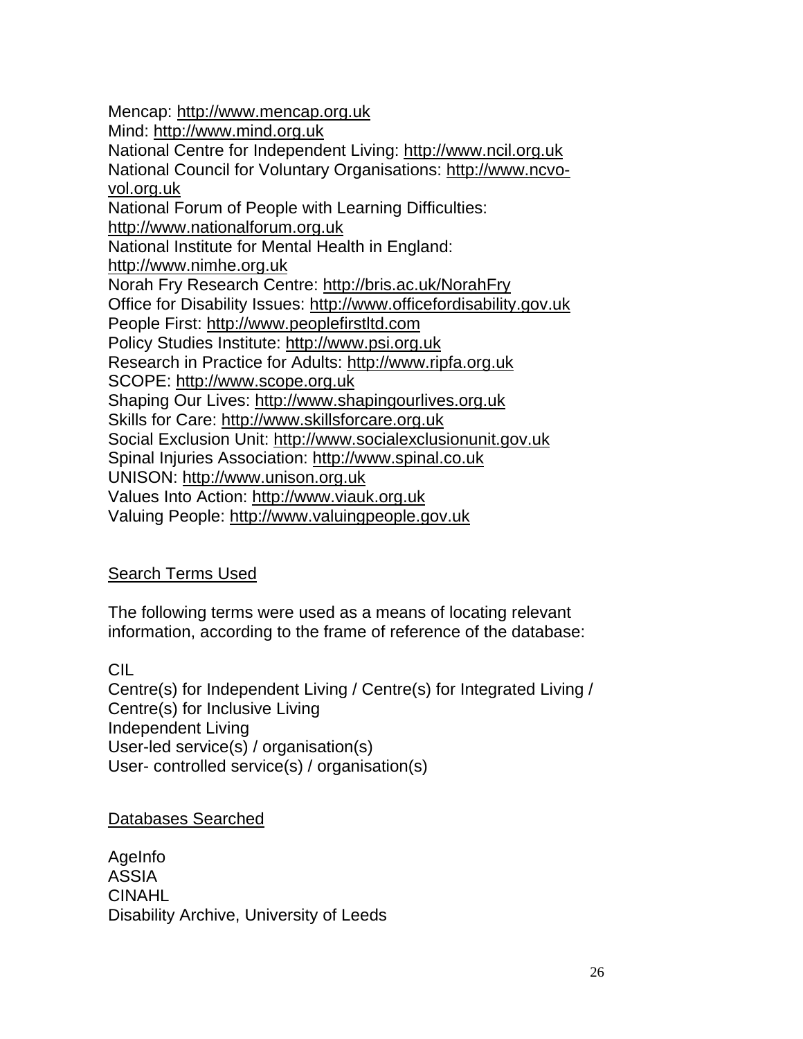Mencap: http://www.mencap.org.uk
Mind: http://www.mind.org.uk
National Centre for Independent Living: http://www.ncil.org.uk
National Council for Voluntary Organisations: http://www.ncvo-vol.org.uk
National Forum of People with Learning Difficulties: http://www.nationalforum.org.uk
National Institute for Mental Health in England: http://www.nimhe.org.uk
Norah Fry Research Centre: http://bris.ac.uk/NorahFry
Office for Disability Issues: http://www.officefordisability.gov.uk
People First: http://www.peoplefirstltd.com
Policy Studies Institute: http://www.psi.org.uk
Research in Practice for Adults: http://www.ripfa.org.uk
SCOPE: http://www.scope.org.uk
Shaping Our Lives: http://www.shapingourlives.org.uk
Skills for Care: http://www.skillsforcare.org.uk
Social Exclusion Unit: http://www.socialexclusionunit.gov.uk
Spinal Injuries Association: http://www.spinal.co.uk
UNISON: http://www.unison.org.uk
Values Into Action: http://www.viauk.org.uk
Valuing People: http://www.valuingpeople.gov.uk

## Search Terms Used

The following terms were used as a means of locating relevant information, according to the frame of reference of the database:

CIL
Centre(s) for Independent Living / Centre(s) for Integrated Living / Centre(s) for Inclusive Living
Independent Living
User-led service(s) / organisation(s)
User- controlled service(s) / organisation(s)

## Databases Searched

AgeInfo
ASSIA
CINAHL
Disability Archive, University of Leeds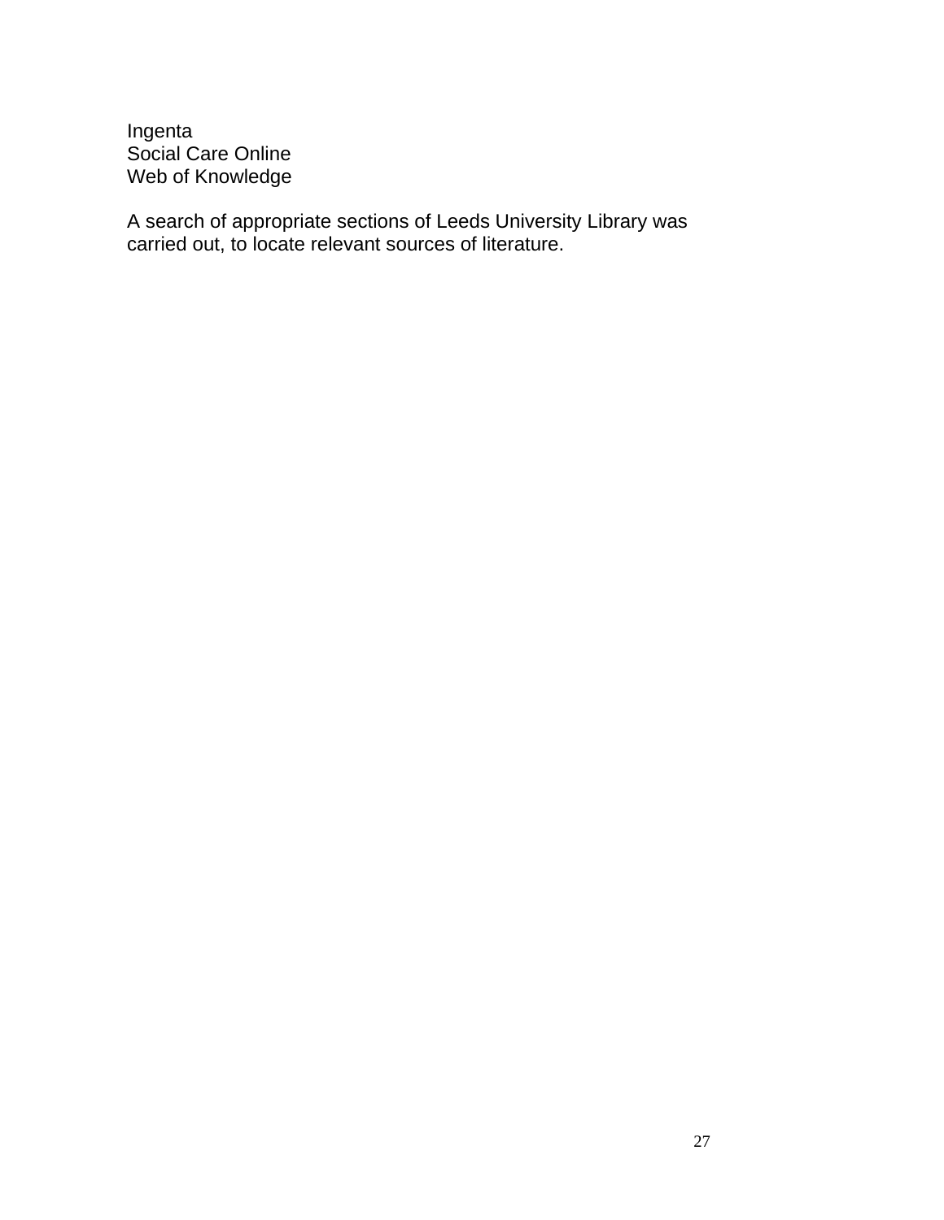Ingenta
Social Care Online
Web of Knowledge

A search of appropriate sections of Leeds University Library was carried out, to locate relevant sources of literature.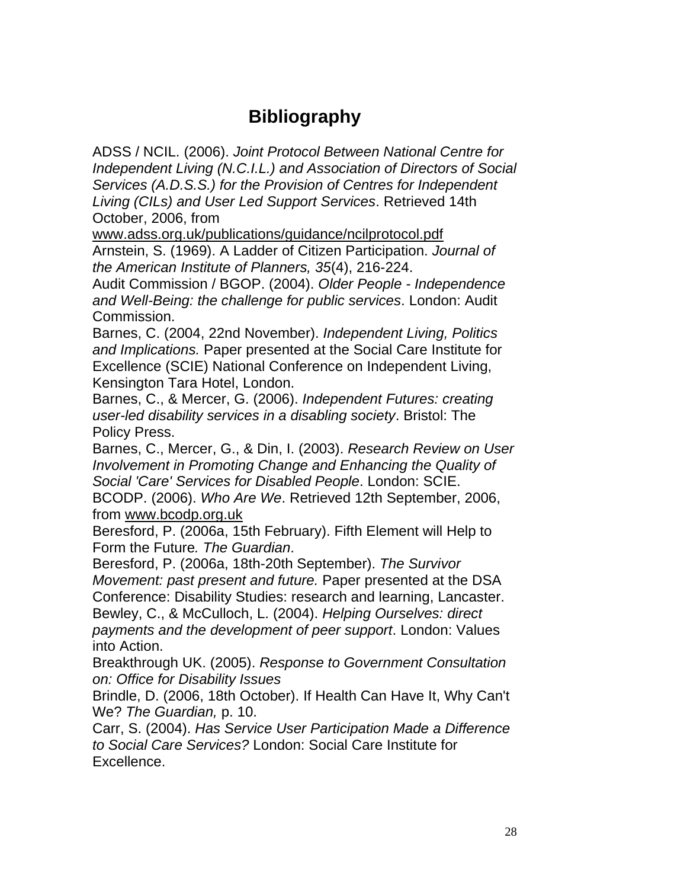# Bibliography

ADSS / NCIL. (2006). *Joint Protocol Between National Centre for Independent Living (N.C.I.L.) and Association of Directors of Social Services (A.D.S.S.) for the Provision of Centres for Independent Living (CILs) and User Led Support Services*. Retrieved 14th October, 2006, from www.adss.org.uk/publications/guidance/ncilprotocol.pdf

Arnstein, S. (1969). A Ladder of Citizen Participation. *Journal of the American Institute of Planners, 35*(4), 216-224.

Audit Commission / BGOP. (2004). *Older People - Independence and Well-Being: the challenge for public services*. London: Audit Commission.

Barnes, C. (2004, 22nd November). *Independent Living, Politics and Implications.* Paper presented at the Social Care Institute for Excellence (SCIE) National Conference on Independent Living, Kensington Tara Hotel, London.

Barnes, C., & Mercer, G. (2006). *Independent Futures: creating user-led disability services in a disabling society*. Bristol: The Policy Press.

Barnes, C., Mercer, G., & Din, I. (2003). *Research Review on User Involvement in Promoting Change and Enhancing the Quality of Social 'Care' Services for Disabled People*. London: SCIE.

BCODP. (2006). *Who Are We*. Retrieved 12th September, 2006, from www.bcodp.org.uk

Beresford, P. (2006a, 15th February). Fifth Element will Help to Form the Future*. The Guardian*.

Beresford, P. (2006a, 18th-20th September). *The Survivor Movement: past present and future.* Paper presented at the DSA Conference: Disability Studies: research and learning, Lancaster.

Bewley, C., & McCulloch, L. (2004). *Helping Ourselves: direct payments and the development of peer support*. London: Values into Action.

Breakthrough UK. (2005). *Response to Government Consultation on: Office for Disability Issues*

Brindle, D. (2006, 18th October). If Health Can Have It, Why Can't We? *The Guardian,* p. 10.

Carr, S. (2004). *Has Service User Participation Made a Difference to Social Care Services?* London: Social Care Institute for Excellence.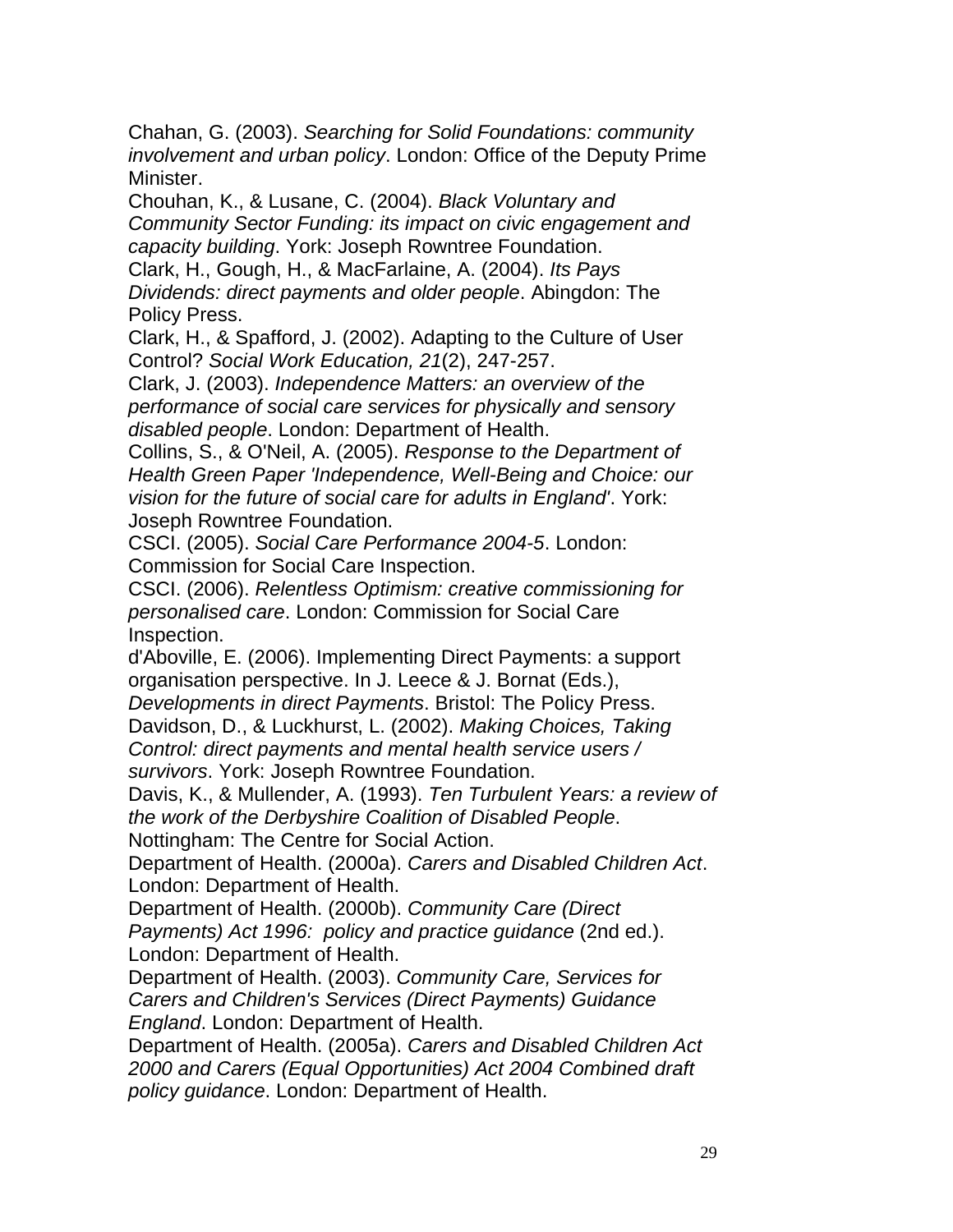Chahan, G. (2003). *Searching for Solid Foundations: community involvement and urban policy*. London: Office of the Deputy Prime Minister.

Chouhan, K., & Lusane, C. (2004). *Black Voluntary and Community Sector Funding: its impact on civic engagement and capacity building*. York: Joseph Rowntree Foundation.

Clark, H., Gough, H., & MacFarlaine, A. (2004). *Its Pays Dividends: direct payments and older people*. Abingdon: The Policy Press.

Clark, H., & Spafford, J. (2002). Adapting to the Culture of User Control? *Social Work Education, 21*(2), 247-257.

Clark, J. (2003). *Independence Matters: an overview of the performance of social care services for physically and sensory disabled people*. London: Department of Health.

Collins, S., & O'Neil, A. (2005). *Response to the Department of Health Green Paper 'Independence, Well-Being and Choice: our vision for the future of social care for adults in England'*. York: Joseph Rowntree Foundation.

CSCI. (2005). *Social Care Performance 2004-5*. London: Commission for Social Care Inspection.

CSCI. (2006). *Relentless Optimism: creative commissioning for personalised care*. London: Commission for Social Care Inspection.

d'Aboville, E. (2006). Implementing Direct Payments: a support organisation perspective. In J. Leece & J. Bornat (Eds.), *Developments in direct Payments*. Bristol: The Policy Press.

Davidson, D., & Luckhurst, L. (2002). *Making Choices, Taking Control: direct payments and mental health service users / survivors*. York: Joseph Rowntree Foundation.

Davis, K., & Mullender, A. (1993). *Ten Turbulent Years: a review of the work of the Derbyshire Coalition of Disabled People*. Nottingham: The Centre for Social Action.

Department of Health. (2000a). *Carers and Disabled Children Act*. London: Department of Health.

Department of Health. (2000b). *Community Care (Direct Payments) Act 1996: policy and practice guidance* (2nd ed.). London: Department of Health.

Department of Health. (2003). *Community Care, Services for Carers and Children's Services (Direct Payments) Guidance England*. London: Department of Health.

Department of Health. (2005a). *Carers and Disabled Children Act 2000 and Carers (Equal Opportunities) Act 2004 Combined draft policy guidance*. London: Department of Health.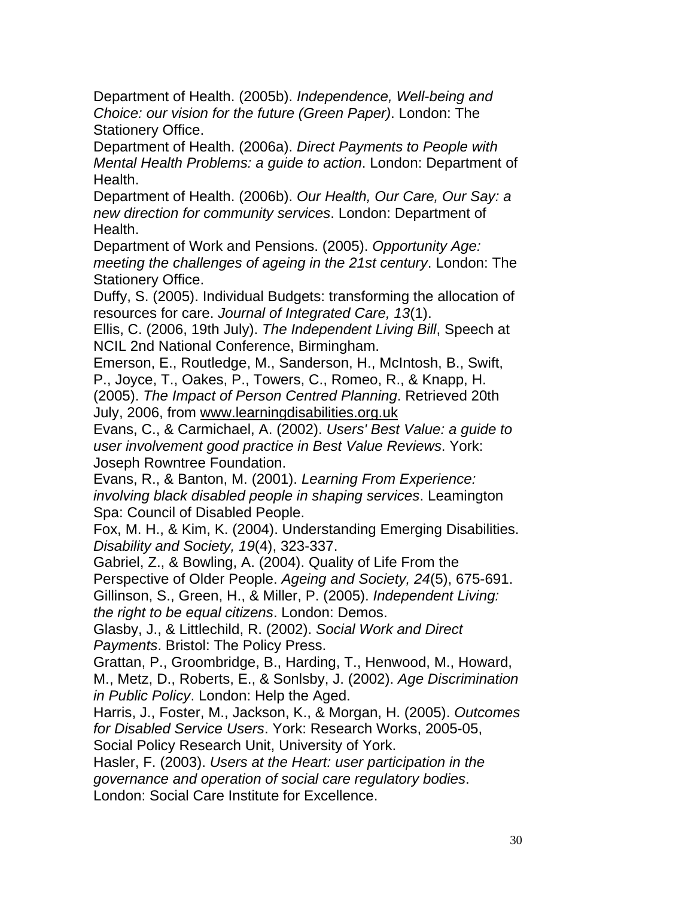Department of Health. (2005b). *Independence, Well-being and Choice: our vision for the future (Green Paper)*. London: The Stationery Office.

Department of Health. (2006a). *Direct Payments to People with Mental Health Problems: a guide to action*. London: Department of Health.

Department of Health. (2006b). *Our Health, Our Care, Our Say: a new direction for community services*. London: Department of Health.

Department of Work and Pensions. (2005). *Opportunity Age: meeting the challenges of ageing in the 21st century*. London: The Stationery Office.

Duffy, S. (2005). Individual Budgets: transforming the allocation of resources for care. *Journal of Integrated Care, 13*(1).

Ellis, C. (2006, 19th July). *The Independent Living Bill*, Speech at NCIL 2nd National Conference, Birmingham.

Emerson, E., Routledge, M., Sanderson, H., McIntosh, B., Swift, P., Joyce, T., Oakes, P., Towers, C., Romeo, R., & Knapp, H. (2005). *The Impact of Person Centred Planning*. Retrieved 20th July, 2006, from www.learningdisabilities.org.uk

Evans, C., & Carmichael, A. (2002). *Users' Best Value: a guide to user involvement good practice in Best Value Reviews*. York: Joseph Rowntree Foundation.

Evans, R., & Banton, M. (2001). *Learning From Experience: involving black disabled people in shaping services*. Leamington Spa: Council of Disabled People.

Fox, M. H., & Kim, K. (2004). Understanding Emerging Disabilities. *Disability and Society, 19*(4), 323-337.

Gabriel, Z., & Bowling, A. (2004). Quality of Life From the Perspective of Older People. *Ageing and Society, 24*(5), 675-691.

Gillinson, S., Green, H., & Miller, P. (2005). *Independent Living: the right to be equal citizens*. London: Demos.

Glasby, J., & Littlechild, R. (2002). *Social Work and Direct Payments*. Bristol: The Policy Press.

Grattan, P., Groombridge, B., Harding, T., Henwood, M., Howard, M., Metz, D., Roberts, E., & Sonlsby, J. (2002). *Age Discrimination in Public Policy*. London: Help the Aged.

Harris, J., Foster, M., Jackson, K., & Morgan, H. (2005). *Outcomes for Disabled Service Users*. York: Research Works, 2005-05, Social Policy Research Unit, University of York.

Hasler, F. (2003). *Users at the Heart: user participation in the governance and operation of social care regulatory bodies*. London: Social Care Institute for Excellence.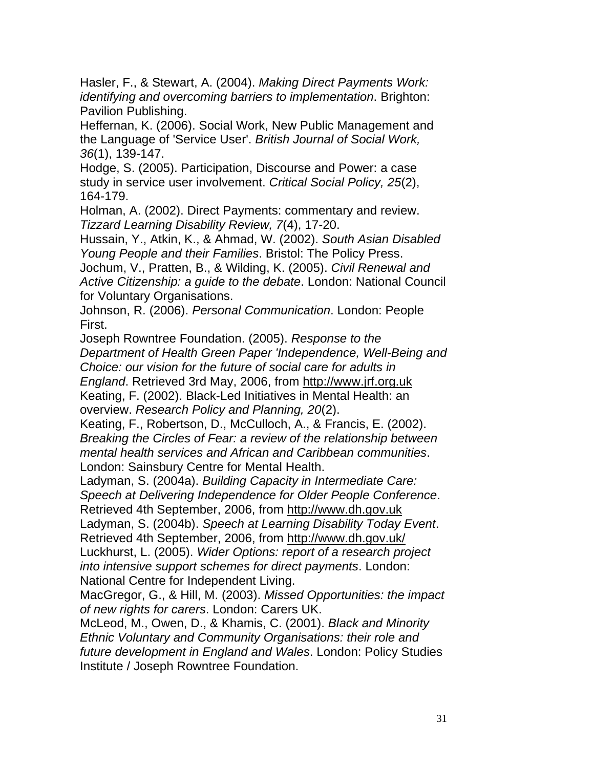Hasler, F., & Stewart, A. (2004). *Making Direct Payments Work: identifying and overcoming barriers to implementation*. Brighton: Pavilion Publishing.

Heffernan, K. (2006). Social Work, New Public Management and the Language of 'Service User'. *British Journal of Social Work, 36*(1), 139-147.

Hodge, S. (2005). Participation, Discourse and Power: a case study in service user involvement. *Critical Social Policy, 25*(2), 164-179.

Holman, A. (2002). Direct Payments: commentary and review. *Tizzard Learning Disability Review, 7*(4), 17-20.

Hussain, Y., Atkin, K., & Ahmad, W. (2002). *South Asian Disabled Young People and their Families*. Bristol: The Policy Press.

Jochum, V., Pratten, B., & Wilding, K. (2005). *Civil Renewal and Active Citizenship: a guide to the debate*. London: National Council for Voluntary Organisations.

Johnson, R. (2006). *Personal Communication*. London: People First.

Joseph Rowntree Foundation. (2005). *Response to the Department of Health Green Paper 'Independence, Well-Being and Choice: our vision for the future of social care for adults in England*. Retrieved 3rd May, 2006, from http://www.jrf.org.uk

Keating, F. (2002). Black-Led Initiatives in Mental Health: an overview. *Research Policy and Planning, 20*(2).

Keating, F., Robertson, D., McCulloch, A., & Francis, E. (2002). *Breaking the Circles of Fear: a review of the relationship between mental health services and African and Caribbean communities*. London: Sainsbury Centre for Mental Health.

Ladyman, S. (2004a). *Building Capacity in Intermediate Care: Speech at Delivering Independence for Older People Conference*. Retrieved 4th September, 2006, from http://www.dh.gov.uk

Ladyman, S. (2004b). *Speech at Learning Disability Today Event*. Retrieved 4th September, 2006, from http://www.dh.gov.uk/

Luckhurst, L. (2005). *Wider Options: report of a research project into intensive support schemes for direct payments*. London: National Centre for Independent Living.

MacGregor, G., & Hill, M. (2003). *Missed Opportunities: the impact of new rights for carers*. London: Carers UK.

McLeod, M., Owen, D., & Khamis, C. (2001). *Black and Minority Ethnic Voluntary and Community Organisations: their role and future development in England and Wales*. London: Policy Studies Institute / Joseph Rowntree Foundation.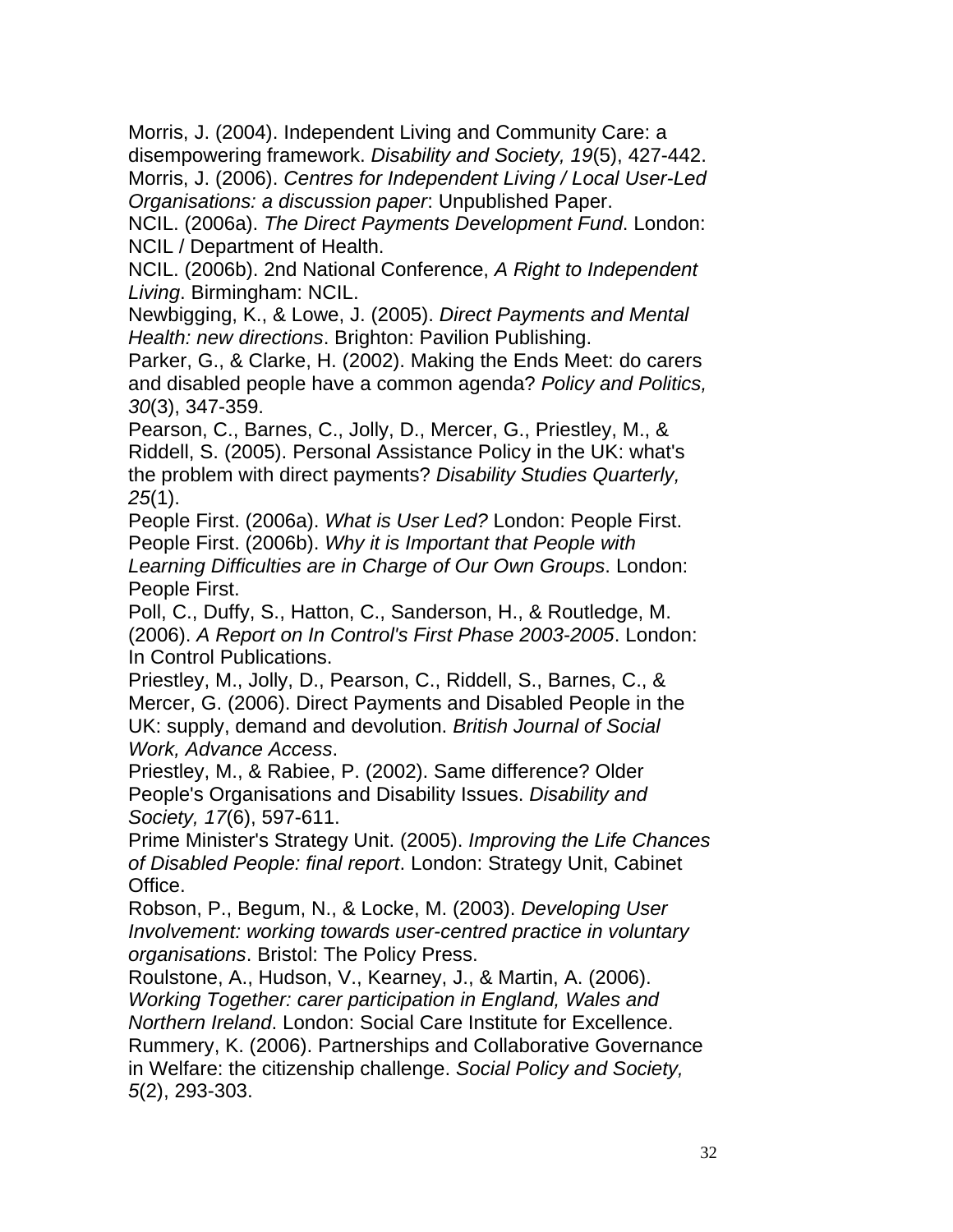Morris, J. (2004). Independent Living and Community Care: a disempowering framework. *Disability and Society, 19*(5), 427-442.

Morris, J. (2006). *Centres for Independent Living / Local User-Led Organisations: a discussion paper*: Unpublished Paper.

NCIL. (2006a). *The Direct Payments Development Fund*. London: NCIL / Department of Health.

NCIL. (2006b). 2nd National Conference, *A Right to Independent Living*. Birmingham: NCIL.

Newbigging, K., & Lowe, J. (2005). *Direct Payments and Mental Health: new directions*. Brighton: Pavilion Publishing.

Parker, G., & Clarke, H. (2002). Making the Ends Meet: do carers and disabled people have a common agenda? *Policy and Politics, 30*(3), 347-359.

Pearson, C., Barnes, C., Jolly, D., Mercer, G., Priestley, M., & Riddell, S. (2005). Personal Assistance Policy in the UK: what's the problem with direct payments? *Disability Studies Quarterly, 25*(1).

People First. (2006a). *What is User Led?* London: People First.

People First. (2006b). *Why it is Important that People with Learning Difficulties are in Charge of Our Own Groups*. London: People First.

Poll, C., Duffy, S., Hatton, C., Sanderson, H., & Routledge, M. (2006). *A Report on In Control's First Phase 2003-2005*. London: In Control Publications.

Priestley, M., Jolly, D., Pearson, C., Riddell, S., Barnes, C., & Mercer, G. (2006). Direct Payments and Disabled People in the UK: supply, demand and devolution. *British Journal of Social Work, Advance Access*.

Priestley, M., & Rabiee, P. (2002). Same difference? Older People's Organisations and Disability Issues. *Disability and Society, 17*(6), 597-611.

Prime Minister's Strategy Unit. (2005). *Improving the Life Chances of Disabled People: final report*. London: Strategy Unit, Cabinet Office.

Robson, P., Begum, N., & Locke, M. (2003). *Developing User Involvement: working towards user-centred practice in voluntary organisations*. Bristol: The Policy Press.

Roulstone, A., Hudson, V., Kearney, J., & Martin, A. (2006). *Working Together: carer participation in England, Wales and Northern Ireland*. London: Social Care Institute for Excellence.

Rummery, K. (2006). Partnerships and Collaborative Governance in Welfare: the citizenship challenge. *Social Policy and Society, 5*(2), 293-303.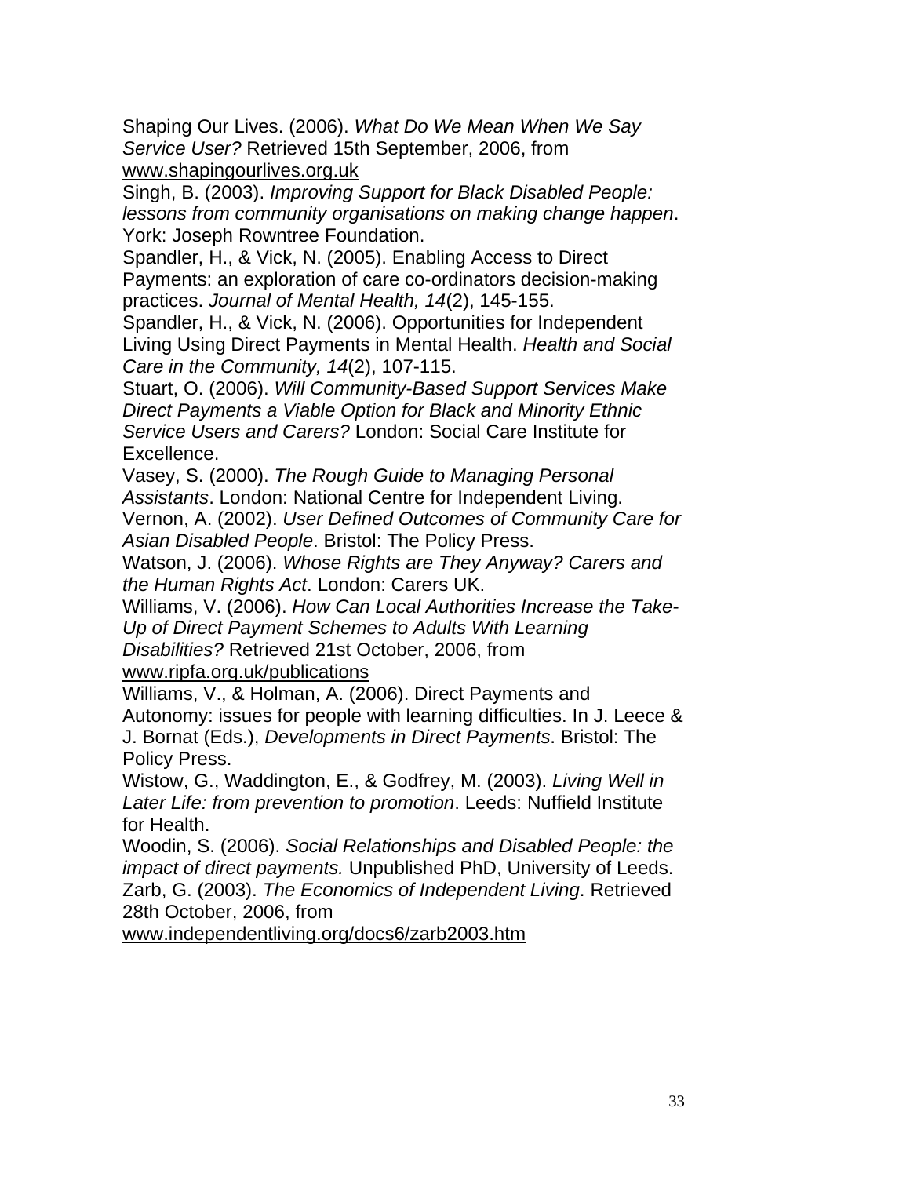Shaping Our Lives. (2006). *What Do We Mean When We Say Service User?* Retrieved 15th September, 2006, from www.shapingourlives.org.uk

Singh, B. (2003). *Improving Support for Black Disabled People: lessons from community organisations on making change happen*. York: Joseph Rowntree Foundation.

Spandler, H., & Vick, N. (2005). Enabling Access to Direct Payments: an exploration of care co-ordinators decision-making practices. *Journal of Mental Health, 14*(2), 145-155.

Spandler, H., & Vick, N. (2006). Opportunities for Independent Living Using Direct Payments in Mental Health. *Health and Social Care in the Community, 14*(2), 107-115.

Stuart, O. (2006). *Will Community-Based Support Services Make Direct Payments a Viable Option for Black and Minority Ethnic Service Users and Carers?* London: Social Care Institute for Excellence.

Vasey, S. (2000). *The Rough Guide to Managing Personal Assistants*. London: National Centre for Independent Living.

Vernon, A. (2002). *User Defined Outcomes of Community Care for Asian Disabled People*. Bristol: The Policy Press.

Watson, J. (2006). *Whose Rights are They Anyway? Carers and the Human Rights Act*. London: Carers UK.

Williams, V. (2006). *How Can Local Authorities Increase the Take-Up of Direct Payment Schemes to Adults With Learning Disabilities?* Retrieved 21st October, 2006, from www.ripfa.org.uk/publications

Williams, V., & Holman, A. (2006). Direct Payments and Autonomy: issues for people with learning difficulties. In J. Leece & J. Bornat (Eds.), *Developments in Direct Payments*. Bristol: The Policy Press.

Wistow, G., Waddington, E., & Godfrey, M. (2003). *Living Well in Later Life: from prevention to promotion*. Leeds: Nuffield Institute for Health.

Woodin, S. (2006). *Social Relationships and Disabled People: the impact of direct payments.* Unpublished PhD, University of Leeds.

Zarb, G. (2003). *The Economics of Independent Living*. Retrieved 28th October, 2006, from www.independentliving.org/docs6/zarb2003.htm